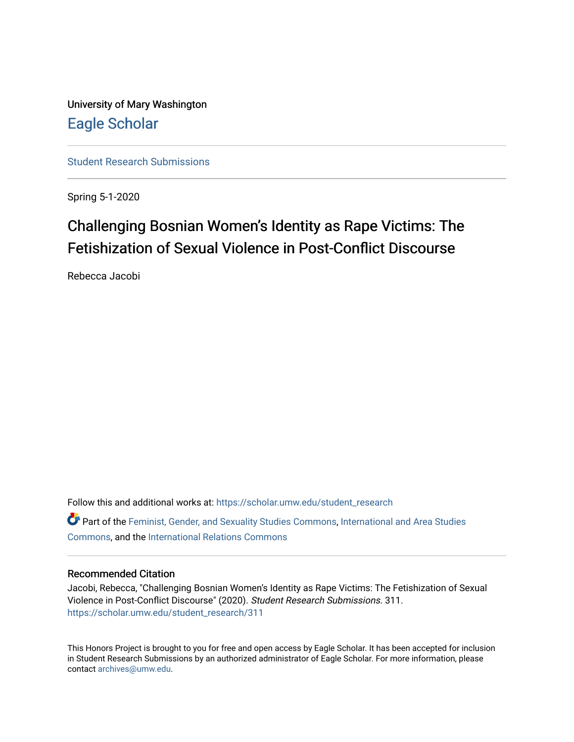University of Mary Washington

## Eagle Scholar

Student Research Submissions

Spring 5-1-2020

# Challenging Bosnian Women's Identity as Rape Victims: The Fetishization of Sexual Violence in Post-Conflict Discourse

Rebecca Jacobi

Follow this and additional works at: https://scholar.umw.edu/student_research

Part of the Feminist, Gender, and Sexuality Studies Commons, International and Area Studies Commons, and the International Relations Commons

### Recommended Citation

Jacobi, Rebecca, "Challenging Bosnian Women's Identity as Rape Victims: The Fetishization of Sexual Violence in Post-Conflict Discourse" (2020). *Student Research Submissions.* 311.
https://scholar.umw.edu/student_research/311

This Honors Project is brought to you for free and open access by Eagle Scholar. It has been accepted for inclusion in Student Research Submissions by an authorized administrator of Eagle Scholar. For more information, please contact archives@umw.edu.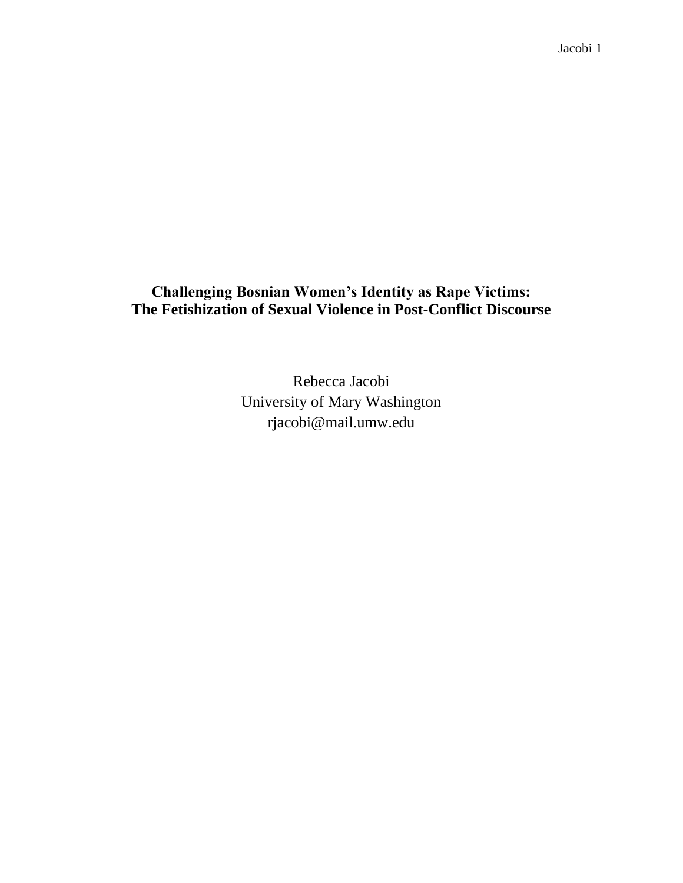# Challenging Bosnian Women's Identity as Rape Victims: The Fetishization of Sexual Violence in Post-Conflict Discourse

Rebecca Jacobi
University of Mary Washington
rjacobi@mail.umw.edu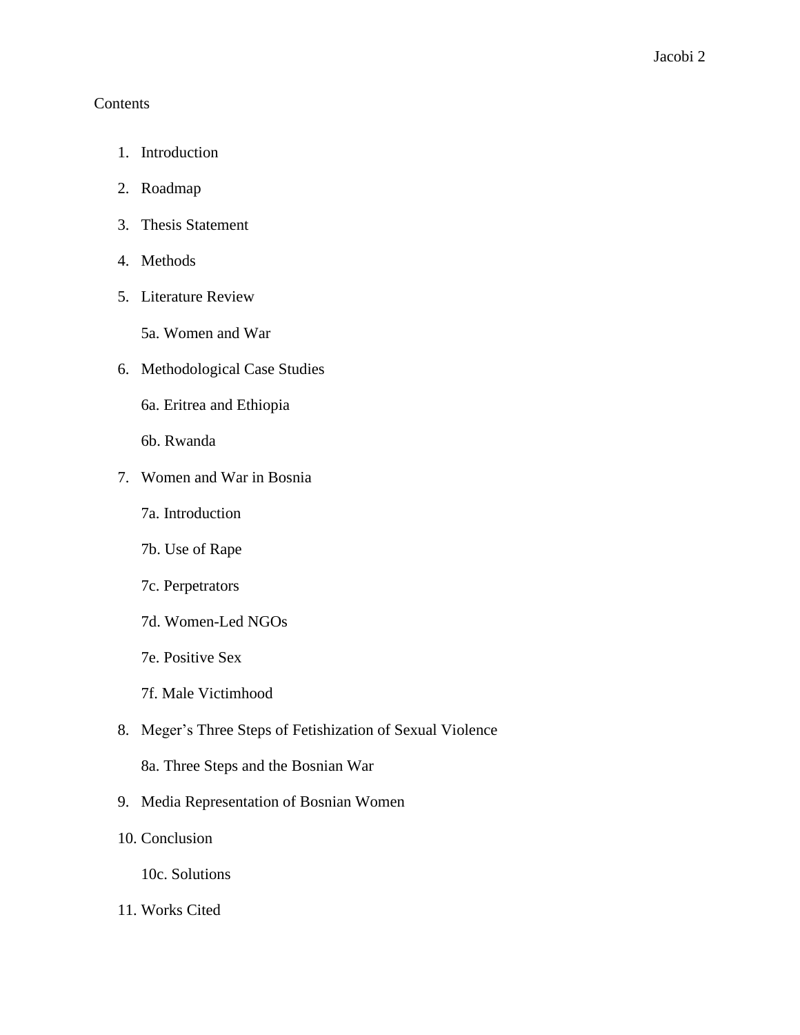Contents

1. Introduction
2. Roadmap
3. Thesis Statement
4. Methods
5. Literature Review

    5a. Women and War

6. Methodological Case Studies

    6a. Eritrea and Ethiopia

    6b. Rwanda

7. Women and War in Bosnia

    7a. Introduction

    7b. Use of Rape

    7c. Perpetrators

    7d. Women-Led NGOs

    7e. Positive Sex

    7f. Male Victimhood

8. Meger's Three Steps of Fetishization of Sexual Violence

    8a. Three Steps and the Bosnian War

9. Media Representation of Bosnian Women
10. Conclusion

    10c. Solutions

11. Works Cited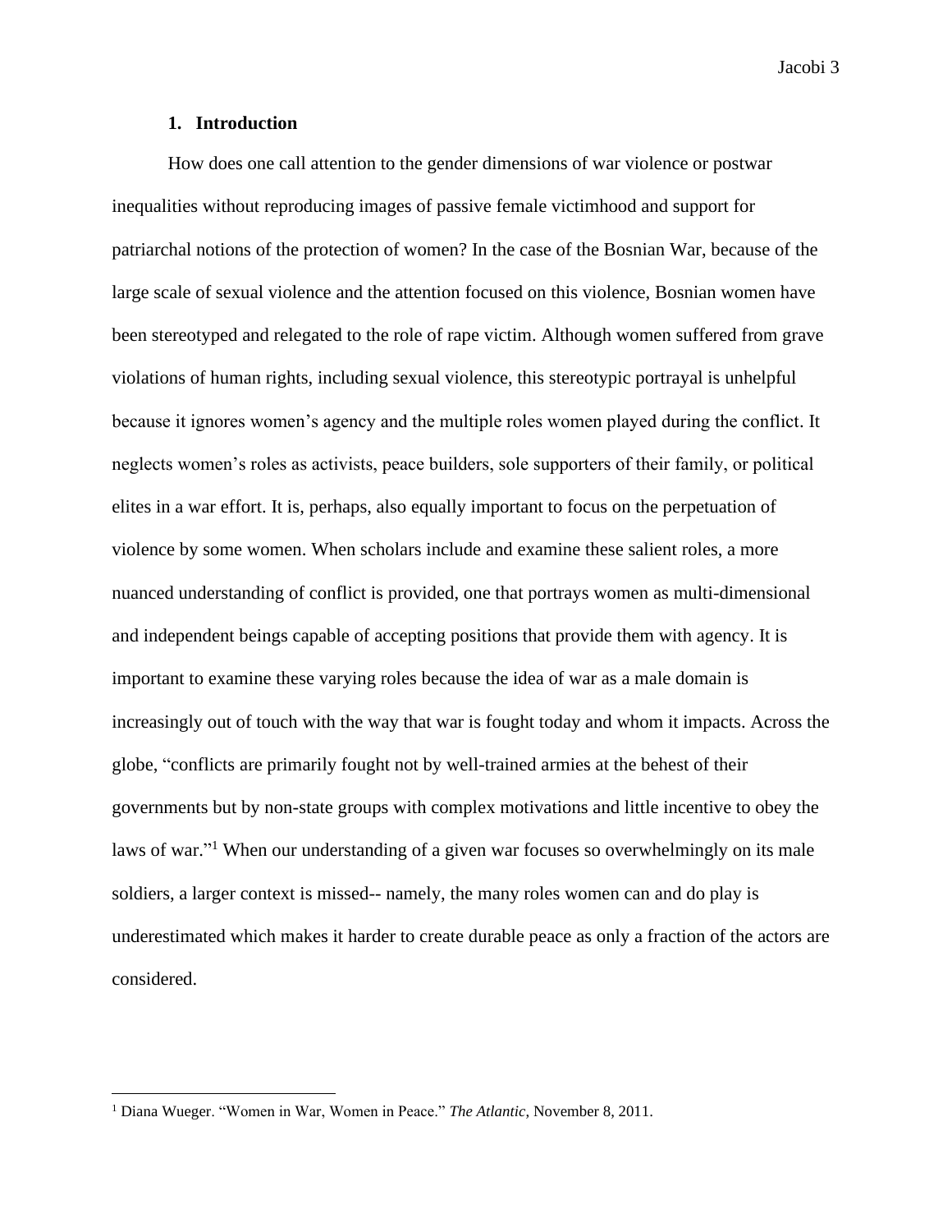## 1. Introduction

How does one call attention to the gender dimensions of war violence or postwar inequalities without reproducing images of passive female victimhood and support for patriarchal notions of the protection of women? In the case of the Bosnian War, because of the large scale of sexual violence and the attention focused on this violence, Bosnian women have been stereotyped and relegated to the role of rape victim. Although women suffered from grave violations of human rights, including sexual violence, this stereotypic portrayal is unhelpful because it ignores women's agency and the multiple roles women played during the conflict. It neglects women's roles as activists, peace builders, sole supporters of their family, or political elites in a war effort. It is, perhaps, also equally important to focus on the perpetuation of violence by some women. When scholars include and examine these salient roles, a more nuanced understanding of conflict is provided, one that portrays women as multi-dimensional and independent beings capable of accepting positions that provide them with agency. It is important to examine these varying roles because the idea of war as a male domain is increasingly out of touch with the way that war is fought today and whom it impacts. Across the globe, "conflicts are primarily fought not by well-trained armies at the behest of their governments but by non-state groups with complex motivations and little incentive to obey the laws of war."[1] When our understanding of a given war focuses so overwhelmingly on its male soldiers, a larger context is missed-- namely, the many roles women can and do play is underestimated which makes it harder to create durable peace as only a fraction of the actors are considered.

---

[1] Diana Wueger. "Women in War, Women in Peace." *The Atlantic*, November 8, 2011.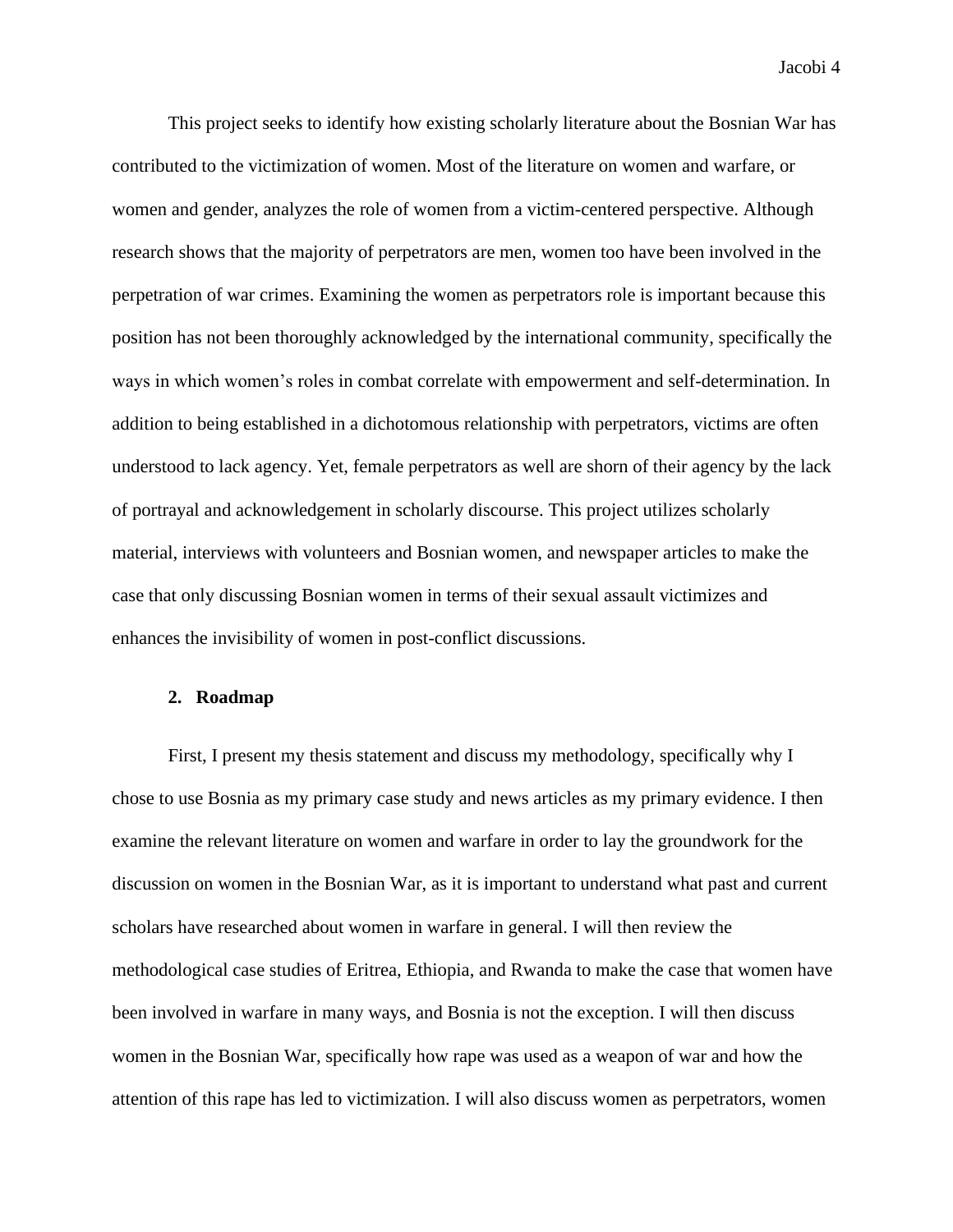This project seeks to identify how existing scholarly literature about the Bosnian War has contributed to the victimization of women. Most of the literature on women and warfare, or women and gender, analyzes the role of women from a victim-centered perspective. Although research shows that the majority of perpetrators are men, women too have been involved in the perpetration of war crimes. Examining the women as perpetrators role is important because this position has not been thoroughly acknowledged by the international community, specifically the ways in which women's roles in combat correlate with empowerment and self-determination. In addition to being established in a dichotomous relationship with perpetrators, victims are often understood to lack agency. Yet, female perpetrators as well are shorn of their agency by the lack of portrayal and acknowledgement in scholarly discourse. This project utilizes scholarly material, interviews with volunteers and Bosnian women, and newspaper articles to make the case that only discussing Bosnian women in terms of their sexual assault victimizes and enhances the invisibility of women in post-conflict discussions.

## 2. Roadmap

First, I present my thesis statement and discuss my methodology, specifically why I chose to use Bosnia as my primary case study and news articles as my primary evidence. I then examine the relevant literature on women and warfare in order to lay the groundwork for the discussion on women in the Bosnian War, as it is important to understand what past and current scholars have researched about women in warfare in general. I will then review the methodological case studies of Eritrea, Ethiopia, and Rwanda to make the case that women have been involved in warfare in many ways, and Bosnia is not the exception. I will then discuss women in the Bosnian War, specifically how rape was used as a weapon of war and how the attention of this rape has led to victimization. I will also discuss women as perpetrators, women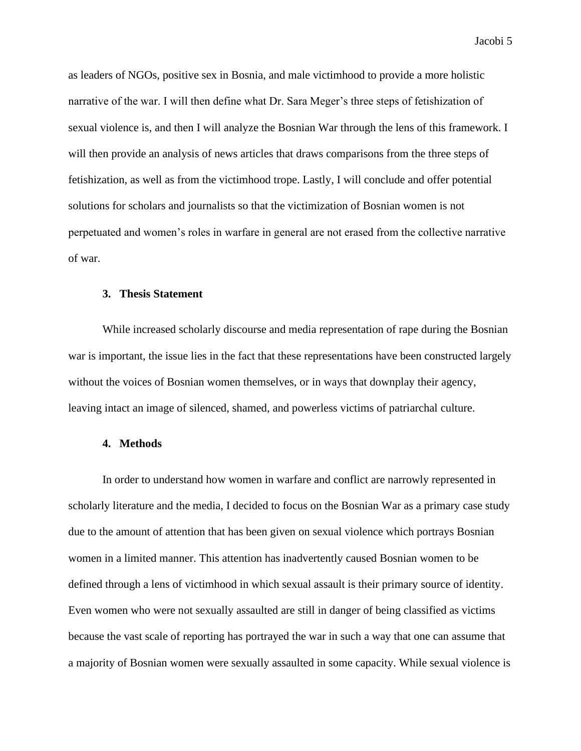as leaders of NGOs, positive sex in Bosnia, and male victimhood to provide a more holistic narrative of the war. I will then define what Dr. Sara Meger's three steps of fetishization of sexual violence is, and then I will analyze the Bosnian War through the lens of this framework. I will then provide an analysis of news articles that draws comparisons from the three steps of fetishization, as well as from the victimhood trope. Lastly, I will conclude and offer potential solutions for scholars and journalists so that the victimization of Bosnian women is not perpetuated and women's roles in warfare in general are not erased from the collective narrative of war.

### 3. Thesis Statement

While increased scholarly discourse and media representation of rape during the Bosnian war is important, the issue lies in the fact that these representations have been constructed largely without the voices of Bosnian women themselves, or in ways that downplay their agency, leaving intact an image of silenced, shamed, and powerless victims of patriarchal culture.

### 4. Methods

In order to understand how women in warfare and conflict are narrowly represented in scholarly literature and the media, I decided to focus on the Bosnian War as a primary case study due to the amount of attention that has been given on sexual violence which portrays Bosnian women in a limited manner. This attention has inadvertently caused Bosnian women to be defined through a lens of victimhood in which sexual assault is their primary source of identity. Even women who were not sexually assaulted are still in danger of being classified as victims because the vast scale of reporting has portrayed the war in such a way that one can assume that a majority of Bosnian women were sexually assaulted in some capacity. While sexual violence is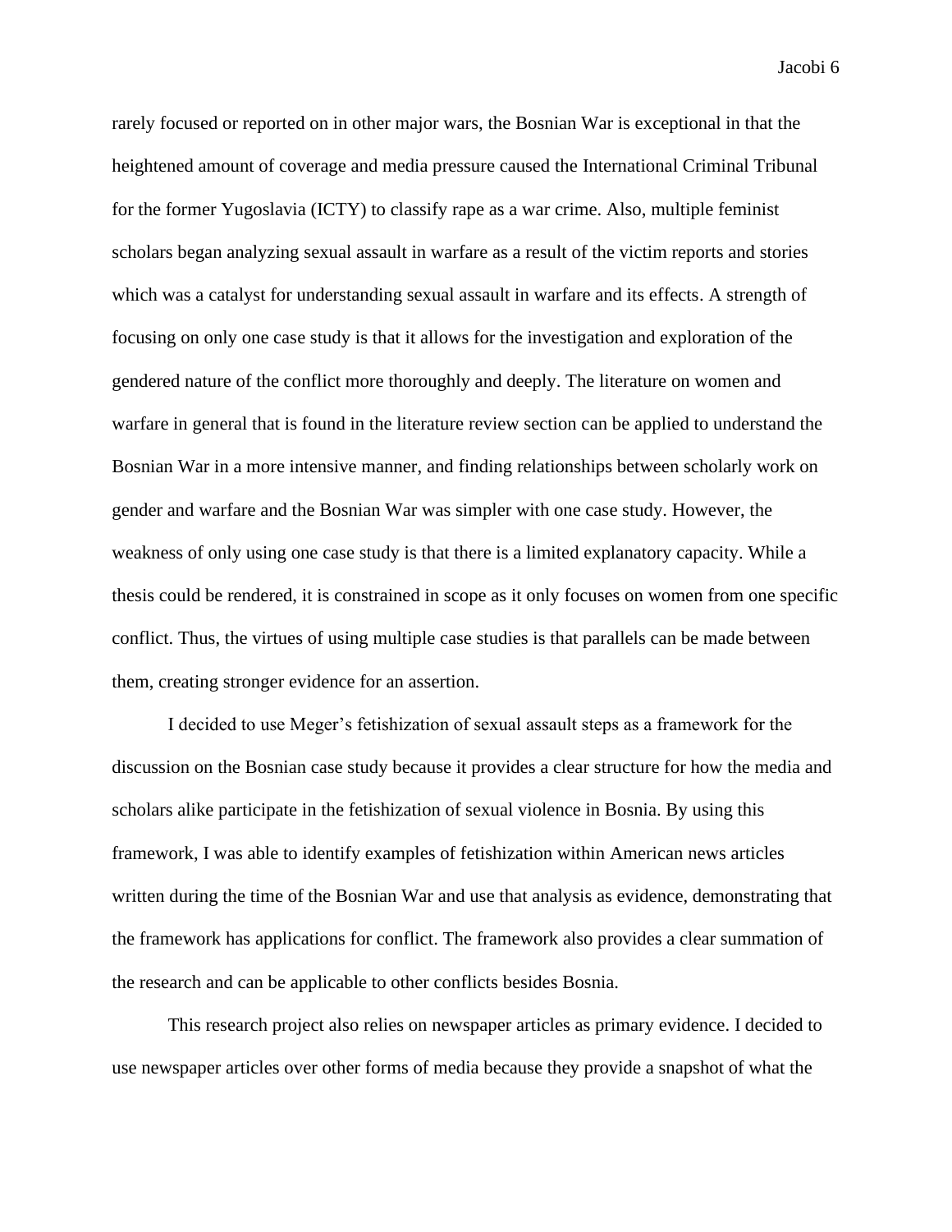rarely focused or reported on in other major wars, the Bosnian War is exceptional in that the heightened amount of coverage and media pressure caused the International Criminal Tribunal for the former Yugoslavia (ICTY) to classify rape as a war crime. Also, multiple feminist scholars began analyzing sexual assault in warfare as a result of the victim reports and stories which was a catalyst for understanding sexual assault in warfare and its effects. A strength of focusing on only one case study is that it allows for the investigation and exploration of the gendered nature of the conflict more thoroughly and deeply. The literature on women and warfare in general that is found in the literature review section can be applied to understand the Bosnian War in a more intensive manner, and finding relationships between scholarly work on gender and warfare and the Bosnian War was simpler with one case study. However, the weakness of only using one case study is that there is a limited explanatory capacity. While a thesis could be rendered, it is constrained in scope as it only focuses on women from one specific conflict. Thus, the virtues of using multiple case studies is that parallels can be made between them, creating stronger evidence for an assertion.

I decided to use Meger's fetishization of sexual assault steps as a framework for the discussion on the Bosnian case study because it provides a clear structure for how the media and scholars alike participate in the fetishization of sexual violence in Bosnia. By using this framework, I was able to identify examples of fetishization within American news articles written during the time of the Bosnian War and use that analysis as evidence, demonstrating that the framework has applications for conflict. The framework also provides a clear summation of the research and can be applicable to other conflicts besides Bosnia.

This research project also relies on newspaper articles as primary evidence. I decided to use newspaper articles over other forms of media because they provide a snapshot of what the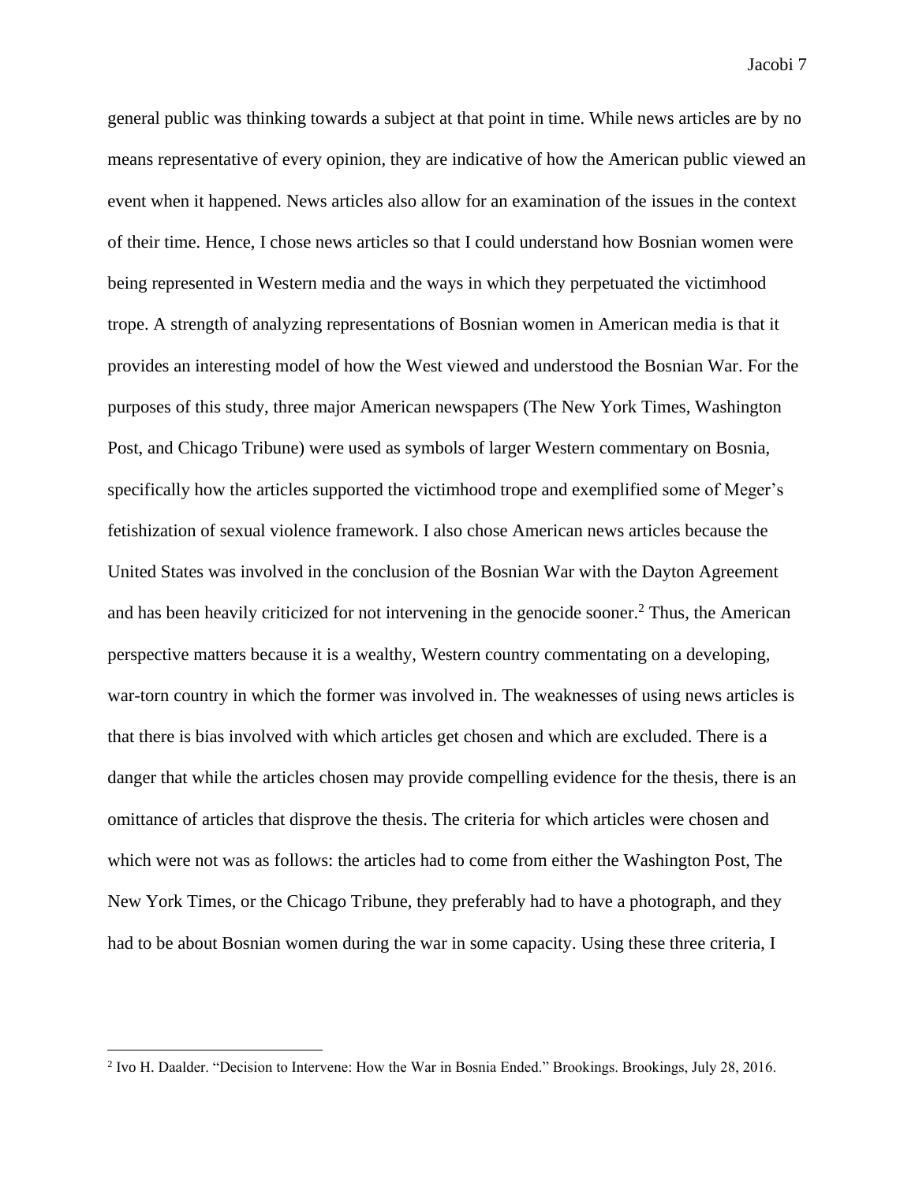general public was thinking towards a subject at that point in time. While news articles are by no means representative of every opinion, they are indicative of how the American public viewed an event when it happened. News articles also allow for an examination of the issues in the context of their time. Hence, I chose news articles so that I could understand how Bosnian women were being represented in Western media and the ways in which they perpetuated the victimhood trope. A strength of analyzing representations of Bosnian women in American media is that it provides an interesting model of how the West viewed and understood the Bosnian War. For the purposes of this study, three major American newspapers (The New York Times, Washington Post, and Chicago Tribune) were used as symbols of larger Western commentary on Bosnia, specifically how the articles supported the victimhood trope and exemplified some of Meger's fetishization of sexual violence framework. I also chose American news articles because the United States was involved in the conclusion of the Bosnian War with the Dayton Agreement and has been heavily criticized for not intervening in the genocide sooner.[2] Thus, the American perspective matters because it is a wealthy, Western country commentating on a developing, war-torn country in which the former was involved in. The weaknesses of using news articles is that there is bias involved with which articles get chosen and which are excluded. There is a danger that while the articles chosen may provide compelling evidence for the thesis, there is an omittance of articles that disprove the thesis. The criteria for which articles were chosen and which were not was as follows: the articles had to come from either the Washington Post, The New York Times, or the Chicago Tribune, they preferably had to have a photograph, and they had to be about Bosnian women during the war in some capacity. Using these three criteria, I

[2] Ivo H. Daalder. "Decision to Intervene: How the War in Bosnia Ended." Brookings. Brookings, July 28, 2016.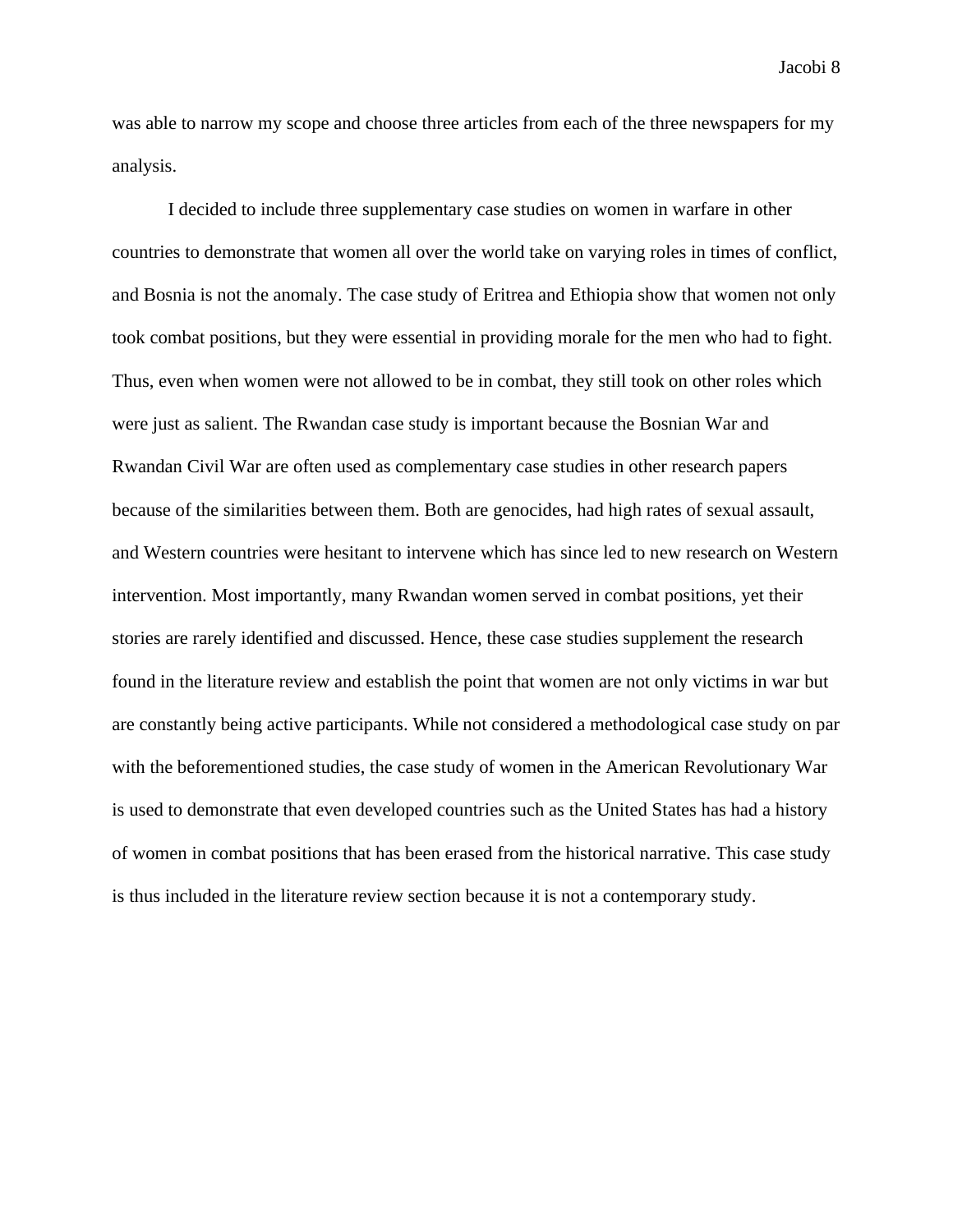was able to narrow my scope and choose three articles from each of the three newspapers for my analysis.

I decided to include three supplementary case studies on women in warfare in other countries to demonstrate that women all over the world take on varying roles in times of conflict, and Bosnia is not the anomaly. The case study of Eritrea and Ethiopia show that women not only took combat positions, but they were essential in providing morale for the men who had to fight. Thus, even when women were not allowed to be in combat, they still took on other roles which were just as salient. The Rwandan case study is important because the Bosnian War and Rwandan Civil War are often used as complementary case studies in other research papers because of the similarities between them. Both are genocides, had high rates of sexual assault, and Western countries were hesitant to intervene which has since led to new research on Western intervention. Most importantly, many Rwandan women served in combat positions, yet their stories are rarely identified and discussed. Hence, these case studies supplement the research found in the literature review and establish the point that women are not only victims in war but are constantly being active participants. While not considered a methodological case study on par with the beforementioned studies, the case study of women in the American Revolutionary War is used to demonstrate that even developed countries such as the United States has had a history of women in combat positions that has been erased from the historical narrative. This case study is thus included in the literature review section because it is not a contemporary study.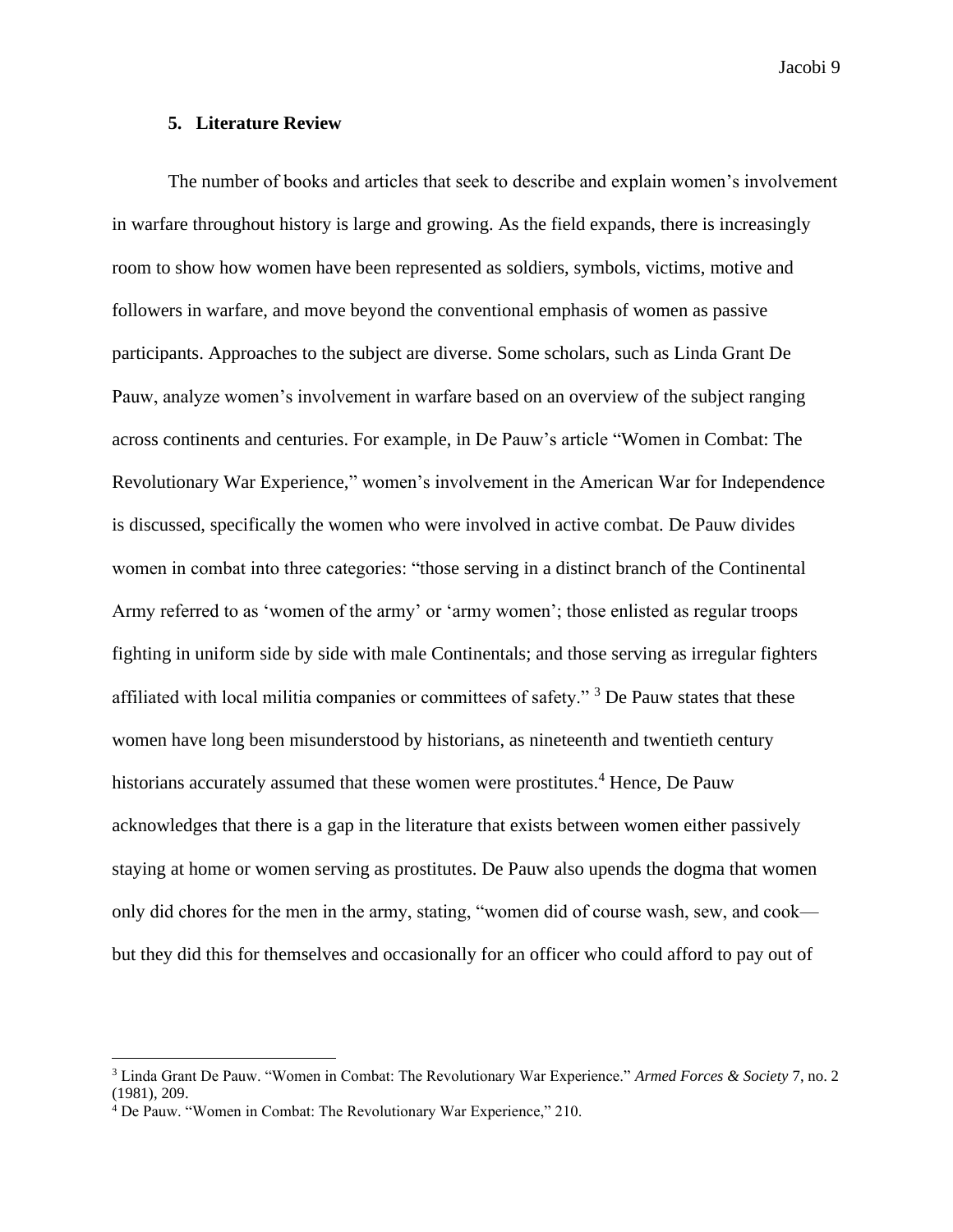## 5. Literature Review

The number of books and articles that seek to describe and explain women's involvement in warfare throughout history is large and growing. As the field expands, there is increasingly room to show how women have been represented as soldiers, symbols, victims, motive and followers in warfare, and move beyond the conventional emphasis of women as passive participants. Approaches to the subject are diverse. Some scholars, such as Linda Grant De Pauw, analyze women's involvement in warfare based on an overview of the subject ranging across continents and centuries. For example, in De Pauw's article "Women in Combat: The Revolutionary War Experience," women's involvement in the American War for Independence is discussed, specifically the women who were involved in active combat. De Pauw divides women in combat into three categories: "those serving in a distinct branch of the Continental Army referred to as 'women of the army' or 'army women'; those enlisted as regular troops fighting in uniform side by side with male Continentals; and those serving as irregular fighters affiliated with local militia companies or committees of safety." [3] De Pauw states that these women have long been misunderstood by historians, as nineteenth and twentieth century historians accurately assumed that these women were prostitutes.[4] Hence, De Pauw acknowledges that there is a gap in the literature that exists between women either passively staying at home or women serving as prostitutes. De Pauw also upends the dogma that women only did chores for the men in the army, stating, "women did of course wash, sew, and cook—but they did this for themselves and occasionally for an officer who could afford to pay out of

---

[3] Linda Grant De Pauw. "Women in Combat: The Revolutionary War Experience." *Armed Forces & Society* 7, no. 2 (1981), 209.

[4] De Pauw. "Women in Combat: The Revolutionary War Experience," 210.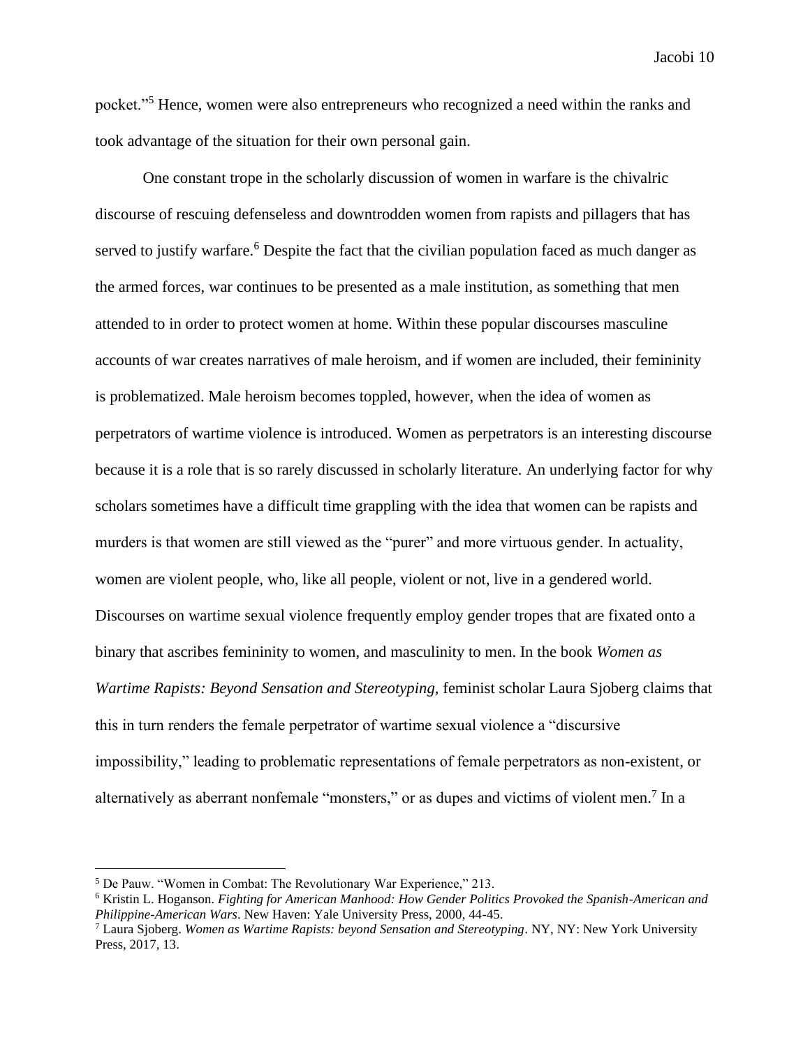pocket."[5] Hence, women were also entrepreneurs who recognized a need within the ranks and took advantage of the situation for their own personal gain.

One constant trope in the scholarly discussion of women in warfare is the chivalric discourse of rescuing defenseless and downtrodden women from rapists and pillagers that has served to justify warfare.[6] Despite the fact that the civilian population faced as much danger as the armed forces, war continues to be presented as a male institution, as something that men attended to in order to protect women at home. Within these popular discourses masculine accounts of war creates narratives of male heroism, and if women are included, their femininity is problematized. Male heroism becomes toppled, however, when the idea of women as perpetrators of wartime violence is introduced. Women as perpetrators is an interesting discourse because it is a role that is so rarely discussed in scholarly literature. An underlying factor for why scholars sometimes have a difficult time grappling with the idea that women can be rapists and murders is that women are still viewed as the "purer" and more virtuous gender. In actuality, women are violent people, who, like all people, violent or not, live in a gendered world. Discourses on wartime sexual violence frequently employ gender tropes that are fixated onto a binary that ascribes femininity to women, and masculinity to men. In the book *Women as Wartime Rapists: Beyond Sensation and Stereotyping*, feminist scholar Laura Sjoberg claims that this in turn renders the female perpetrator of wartime sexual violence a "discursive impossibility," leading to problematic representations of female perpetrators as non-existent, or alternatively as aberrant nonfemale "monsters," or as dupes and victims of violent men.[7] In a

---

[5] De Pauw. "Women in Combat: The Revolutionary War Experience," 213.

[6] Kristin L. Hoganson. *Fighting for American Manhood: How Gender Politics Provoked the Spanish-American and Philippine-American Wars*. New Haven: Yale University Press, 2000, 44-45.

[7] Laura Sjoberg. *Women as Wartime Rapists: beyond Sensation and Stereotyping*. NY, NY: New York University Press, 2017, 13.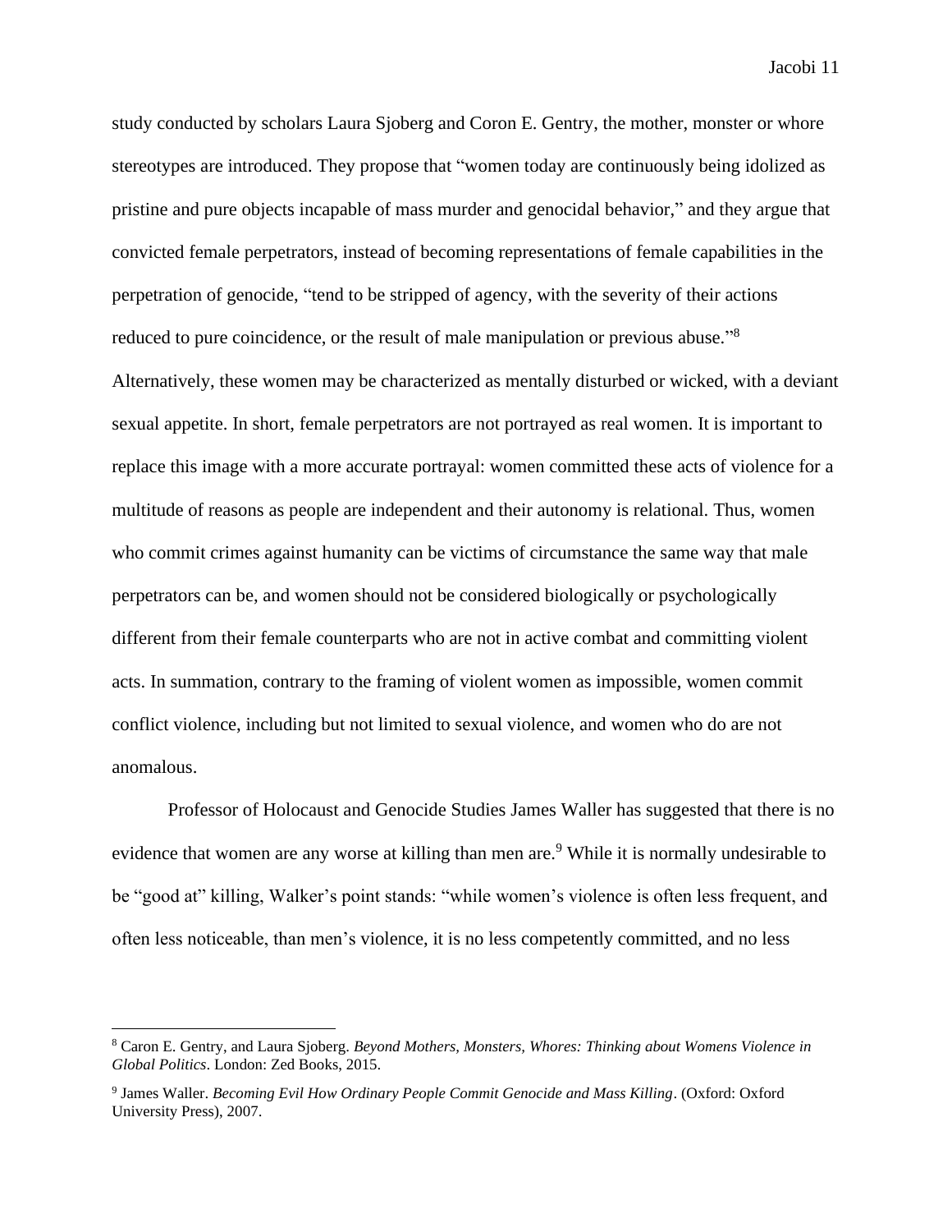study conducted by scholars Laura Sjoberg and Coron E. Gentry, the mother, monster or whore stereotypes are introduced. They propose that "women today are continuously being idolized as pristine and pure objects incapable of mass murder and genocidal behavior," and they argue that convicted female perpetrators, instead of becoming representations of female capabilities in the perpetration of genocide, "tend to be stripped of agency, with the severity of their actions reduced to pure coincidence, or the result of male manipulation or previous abuse."[8] Alternatively, these women may be characterized as mentally disturbed or wicked, with a deviant sexual appetite. In short, female perpetrators are not portrayed as real women. It is important to replace this image with a more accurate portrayal: women committed these acts of violence for a multitude of reasons as people are independent and their autonomy is relational. Thus, women who commit crimes against humanity can be victims of circumstance the same way that male perpetrators can be, and women should not be considered biologically or psychologically different from their female counterparts who are not in active combat and committing violent acts. In summation, contrary to the framing of violent women as impossible, women commit conflict violence, including but not limited to sexual violence, and women who do are not anomalous.

Professor of Holocaust and Genocide Studies James Waller has suggested that there is no evidence that women are any worse at killing than men are.[9] While it is normally undesirable to be "good at" killing, Walker's point stands: "while women's violence is often less frequent, and often less noticeable, than men's violence, it is no less competently committed, and no less

---

[8] Caron E. Gentry, and Laura Sjoberg. *Beyond Mothers, Monsters, Whores: Thinking about Womens Violence in Global Politics*. London: Zed Books, 2015.

[9] James Waller. *Becoming Evil How Ordinary People Commit Genocide and Mass Killing*. (Oxford: Oxford University Press), 2007.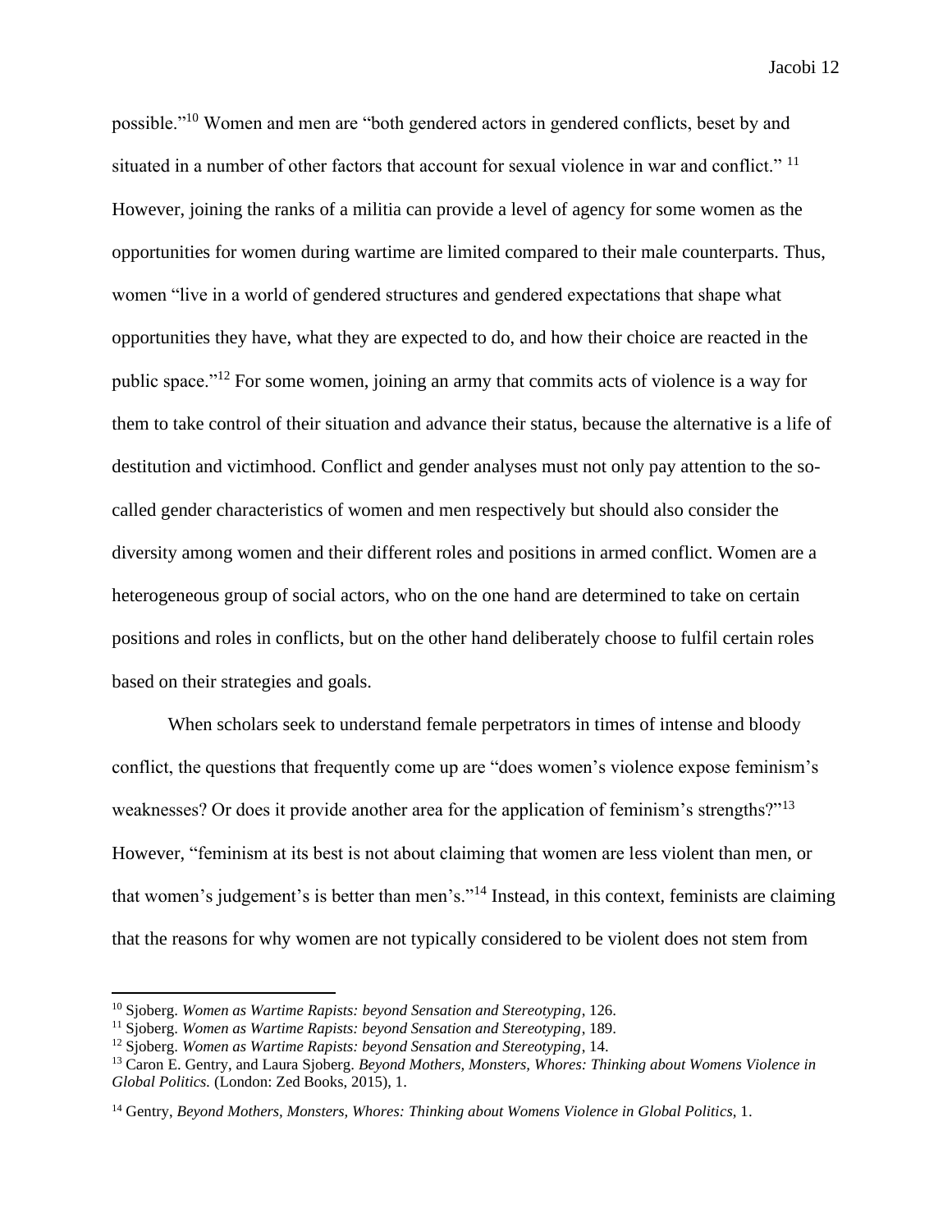possible."[10] Women and men are "both gendered actors in gendered conflicts, beset by and situated in a number of other factors that account for sexual violence in war and conflict." [11] However, joining the ranks of a militia can provide a level of agency for some women as the opportunities for women during wartime are limited compared to their male counterparts. Thus, women "live in a world of gendered structures and gendered expectations that shape what opportunities they have, what they are expected to do, and how their choice are reacted in the public space."[12] For some women, joining an army that commits acts of violence is a way for them to take control of their situation and advance their status, because the alternative is a life of destitution and victimhood. Conflict and gender analyses must not only pay attention to the so-called gender characteristics of women and men respectively but should also consider the diversity among women and their different roles and positions in armed conflict. Women are a heterogeneous group of social actors, who on the one hand are determined to take on certain positions and roles in conflicts, but on the other hand deliberately choose to fulfil certain roles based on their strategies and goals.

When scholars seek to understand female perpetrators in times of intense and bloody conflict, the questions that frequently come up are "does women's violence expose feminism's weaknesses? Or does it provide another area for the application of feminism's strengths?"[13] However, "feminism at its best is not about claiming that women are less violent than men, or that women's judgement's is better than men's."[14] Instead, in this context, feminists are claiming that the reasons for why women are not typically considered to be violent does not stem from

---

[10] Sjoberg. *Women as Wartime Rapists: beyond Sensation and Stereotyping*, 126.

[11] Sjoberg. *Women as Wartime Rapists: beyond Sensation and Stereotyping*, 189.

[12] Sjoberg. *Women as Wartime Rapists: beyond Sensation and Stereotyping*, 14.

[13] Caron E. Gentry, and Laura Sjoberg. *Beyond Mothers, Monsters, Whores: Thinking about Womens Violence in Global Politics.* (London: Zed Books, 2015), 1.

[14] Gentry, *Beyond Mothers, Monsters, Whores: Thinking about Womens Violence in Global Politics*, 1.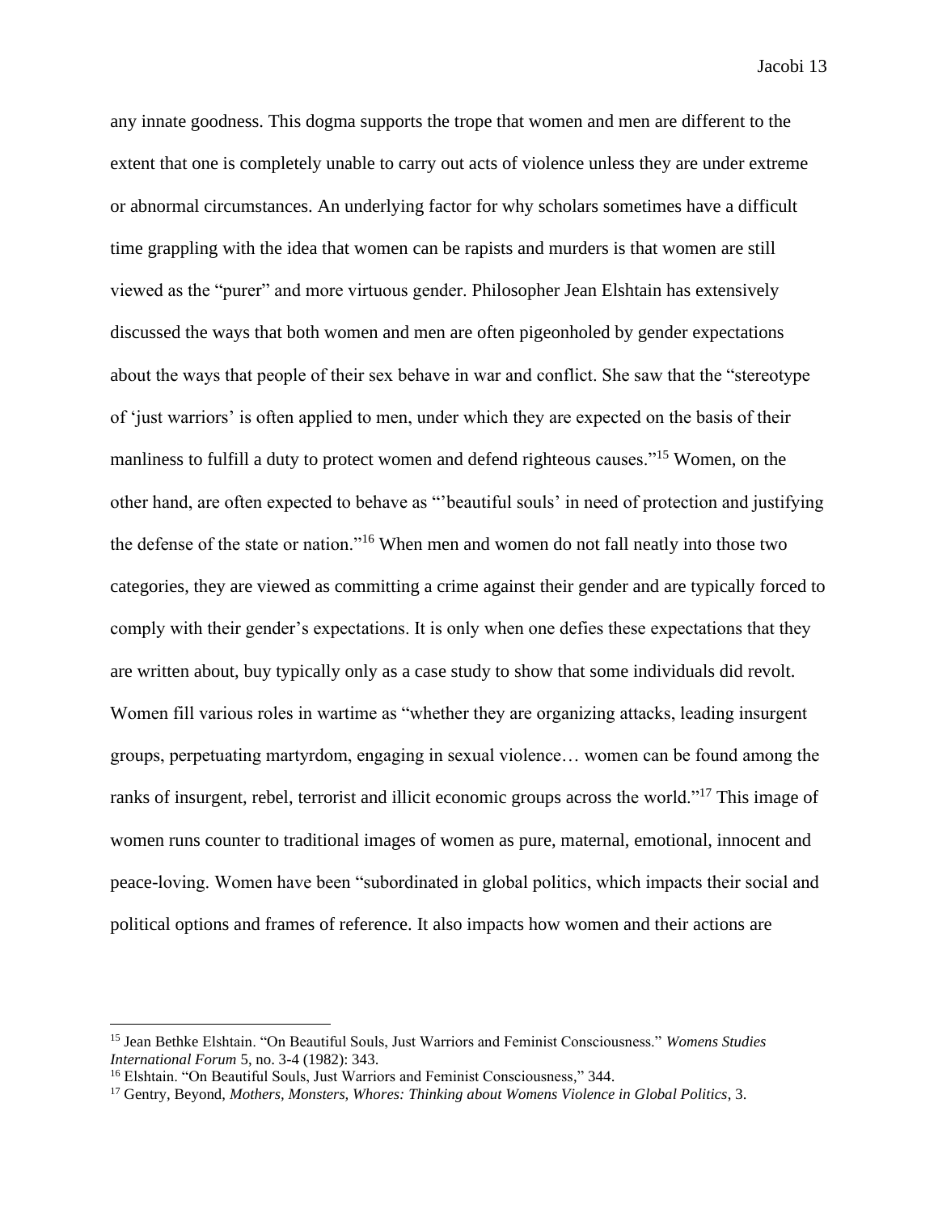any innate goodness. This dogma supports the trope that women and men are different to the extent that one is completely unable to carry out acts of violence unless they are under extreme or abnormal circumstances. An underlying factor for why scholars sometimes have a difficult time grappling with the idea that women can be rapists and murders is that women are still viewed as the "purer" and more virtuous gender. Philosopher Jean Elshtain has extensively discussed the ways that both women and men are often pigeonholed by gender expectations about the ways that people of their sex behave in war and conflict. She saw that the "stereotype of 'just warriors' is often applied to men, under which they are expected on the basis of their manliness to fulfill a duty to protect women and defend righteous causes."[15] Women, on the other hand, are often expected to behave as "'beautiful souls' in need of protection and justifying the defense of the state or nation."[16] When men and women do not fall neatly into those two categories, they are viewed as committing a crime against their gender and are typically forced to comply with their gender's expectations. It is only when one defies these expectations that they are written about, buy typically only as a case study to show that some individuals did revolt. Women fill various roles in wartime as "whether they are organizing attacks, leading insurgent groups, perpetuating martyrdom, engaging in sexual violence… women can be found among the ranks of insurgent, rebel, terrorist and illicit economic groups across the world."[17] This image of women runs counter to traditional images of women as pure, maternal, emotional, innocent and peace-loving. Women have been "subordinated in global politics, which impacts their social and political options and frames of reference. It also impacts how women and their actions are

---

[15] Jean Bethke Elshtain. "On Beautiful Souls, Just Warriors and Feminist Consciousness." *Womens Studies International Forum* 5, no. 3-4 (1982): 343.

[16] Elshtain. "On Beautiful Souls, Just Warriors and Feminist Consciousness," 344.

[17] Gentry, Beyond, *Mothers, Monsters, Whores: Thinking about Womens Violence in Global Politics,* 3.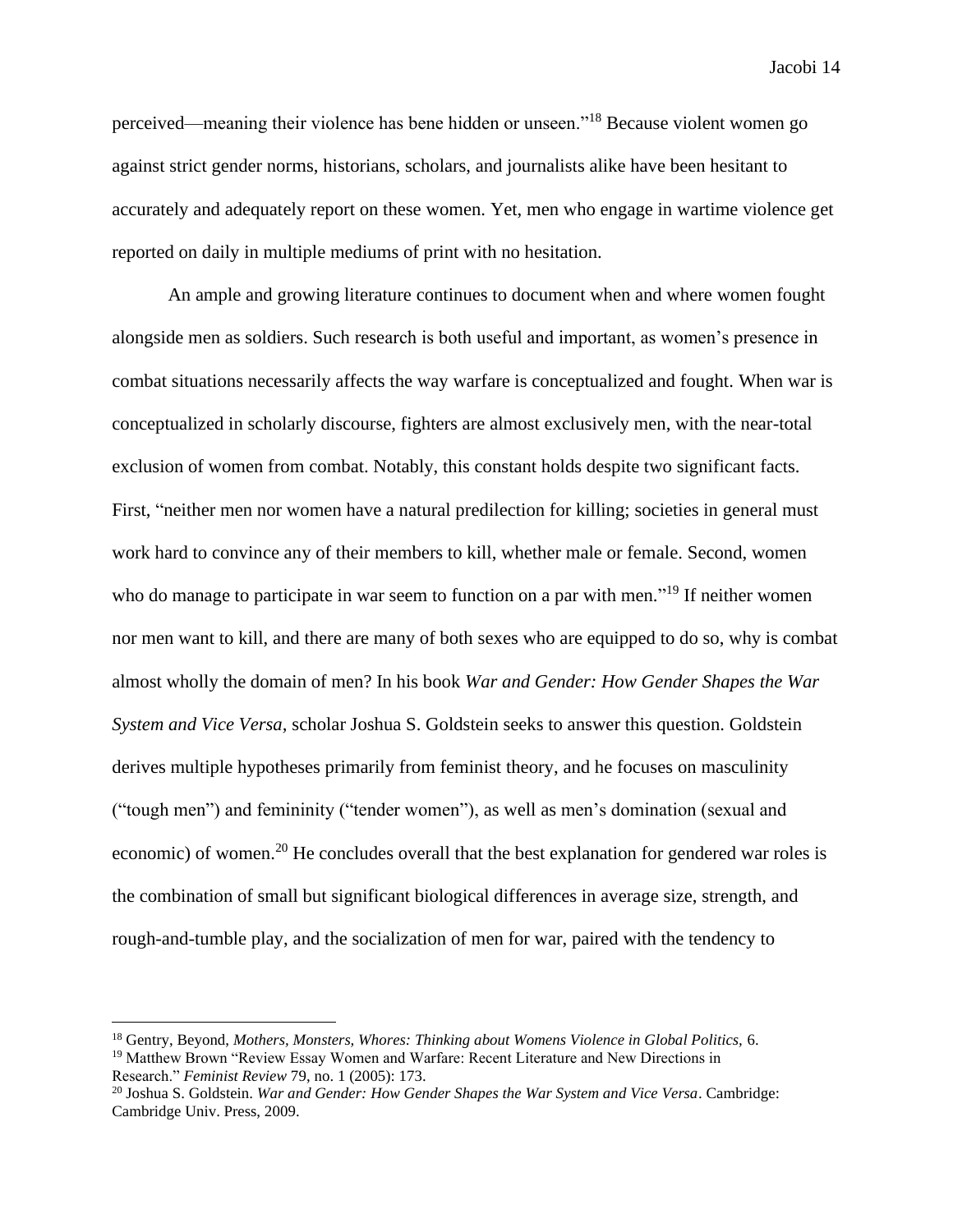perceived—meaning their violence has bene hidden or unseen."[18] Because violent women go against strict gender norms, historians, scholars, and journalists alike have been hesitant to accurately and adequately report on these women. Yet, men who engage in wartime violence get reported on daily in multiple mediums of print with no hesitation.

An ample and growing literature continues to document when and where women fought alongside men as soldiers. Such research is both useful and important, as women's presence in combat situations necessarily affects the way warfare is conceptualized and fought. When war is conceptualized in scholarly discourse, fighters are almost exclusively men, with the near-total exclusion of women from combat. Notably, this constant holds despite two significant facts. First, "neither men nor women have a natural predilection for killing; societies in general must work hard to convince any of their members to kill, whether male or female. Second, women who do manage to participate in war seem to function on a par with men."[19] If neither women nor men want to kill, and there are many of both sexes who are equipped to do so, why is combat almost wholly the domain of men? In his book *War and Gender: How Gender Shapes the War System and Vice Versa*, scholar Joshua S. Goldstein seeks to answer this question. Goldstein derives multiple hypotheses primarily from feminist theory, and he focuses on masculinity ("tough men") and femininity ("tender women"), as well as men's domination (sexual and economic) of women.[20] He concludes overall that the best explanation for gendered war roles is the combination of small but significant biological differences in average size, strength, and rough-and-tumble play, and the socialization of men for war, paired with the tendency to

---

[18] Gentry, Beyond, *Mothers, Monsters, Whores: Thinking about Womens Violence in Global Politics,* 6.

[19] Matthew Brown "Review Essay Women and Warfare: Recent Literature and New Directions in Research." *Feminist Review* 79, no. 1 (2005): 173.

[20] Joshua S. Goldstein. *War and Gender: How Gender Shapes the War System and Vice Versa*. Cambridge: Cambridge Univ. Press, 2009.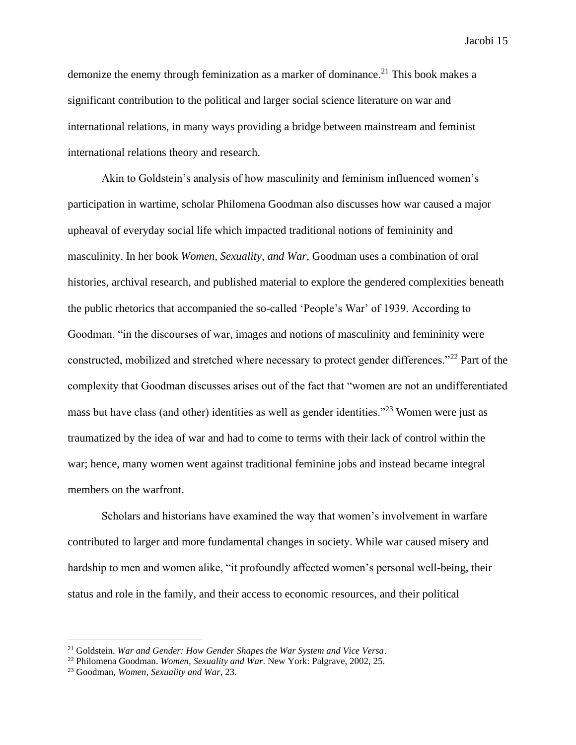demonize the enemy through feminization as a marker of dominance.[21] This book makes a significant contribution to the political and larger social science literature on war and international relations, in many ways providing a bridge between mainstream and feminist international relations theory and research.

Akin to Goldstein's analysis of how masculinity and feminism influenced women's participation in wartime, scholar Philomena Goodman also discusses how war caused a major upheaval of everyday social life which impacted traditional notions of femininity and masculinity. In her book *Women, Sexuality, and War,* Goodman uses a combination of oral histories, archival research, and published material to explore the gendered complexities beneath the public rhetorics that accompanied the so-called 'People's War' of 1939. According to Goodman, "in the discourses of war, images and notions of masculinity and femininity were constructed, mobilized and stretched where necessary to protect gender differences."[22] Part of the complexity that Goodman discusses arises out of the fact that "women are not an undifferentiated mass but have class (and other) identities as well as gender identities."[23] Women were just as traumatized by the idea of war and had to come to terms with their lack of control within the war; hence, many women went against traditional feminine jobs and instead became integral members on the warfront.

Scholars and historians have examined the way that women's involvement in warfare contributed to larger and more fundamental changes in society. While war caused misery and hardship to men and women alike, "it profoundly affected women's personal well-being, their status and role in the family, and their access to economic resources, and their political

---

[21] Goldstein. *War and Gender: How Gender Shapes the War System and Vice Versa*.

[22] Philomena Goodman. *Women, Sexuality and War*. New York: Palgrave, 2002, 25.

[23] Goodman, *Women, Sexuality and War*, 23.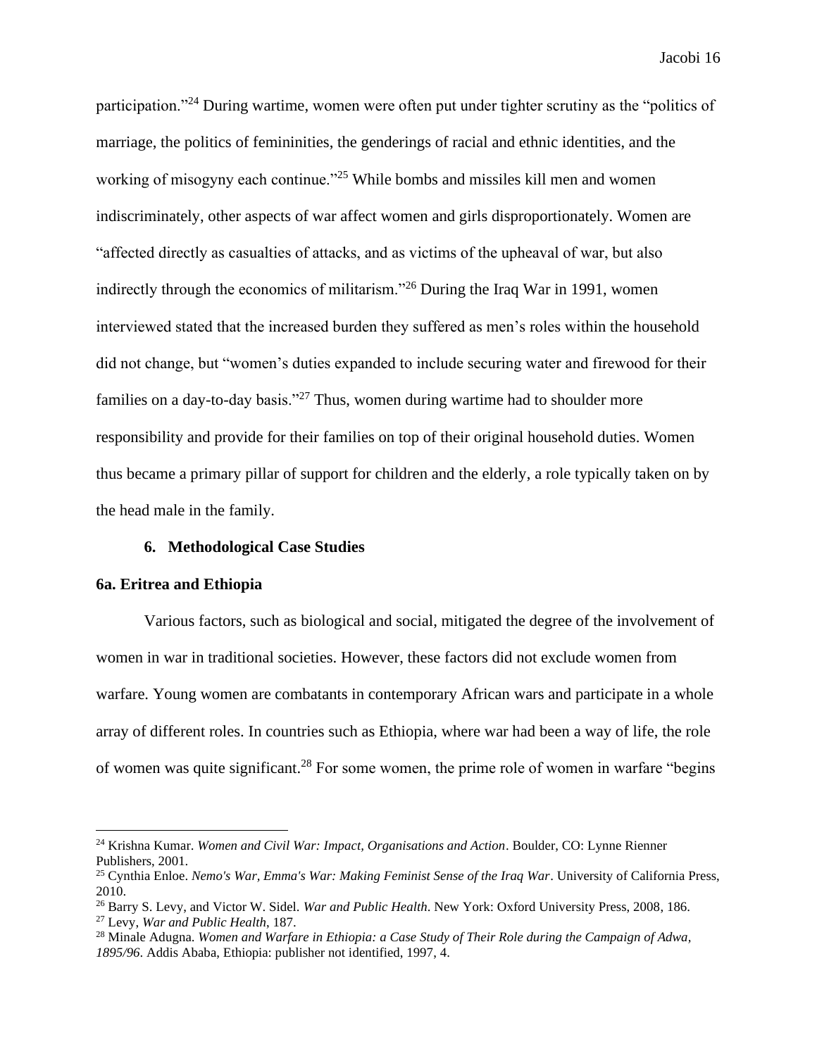participation."[24] During wartime, women were often put under tighter scrutiny as the "politics of marriage, the politics of femininities, the genderings of racial and ethnic identities, and the working of misogyny each continue."[25] While bombs and missiles kill men and women indiscriminately, other aspects of war affect women and girls disproportionately. Women are "affected directly as casualties of attacks, and as victims of the upheaval of war, but also indirectly through the economics of militarism."[26] During the Iraq War in 1991, women interviewed stated that the increased burden they suffered as men's roles within the household did not change, but "women's duties expanded to include securing water and firewood for their families on a day-to-day basis."[27] Thus, women during wartime had to shoulder more responsibility and provide for their families on top of their original household duties. Women thus became a primary pillar of support for children and the elderly, a role typically taken on by the head male in the family.

## 6. Methodological Case Studies

### 6a. Eritrea and Ethiopia

Various factors, such as biological and social, mitigated the degree of the involvement of women in war in traditional societies. However, these factors did not exclude women from warfare. Young women are combatants in contemporary African wars and participate in a whole array of different roles. In countries such as Ethiopia, where war had been a way of life, the role of women was quite significant.[28] For some women, the prime role of women in warfare "begins

---

[24] Krishna Kumar. *Women and Civil War: Impact, Organisations and Action*. Boulder, CO: Lynne Rienner Publishers, 2001.

[25] Cynthia Enloe. *Nemo's War, Emma's War: Making Feminist Sense of the Iraq War*. University of California Press, 2010.

[26] Barry S. Levy, and Victor W. Sidel. *War and Public Health*. New York: Oxford University Press, 2008, 186.

[27] Levy, *War and Public Health*, 187.

[28] Minale Adugna. *Women and Warfare in Ethiopia: a Case Study of Their Role during the Campaign of Adwa, 1895/96*. Addis Ababa, Ethiopia: publisher not identified, 1997, 4.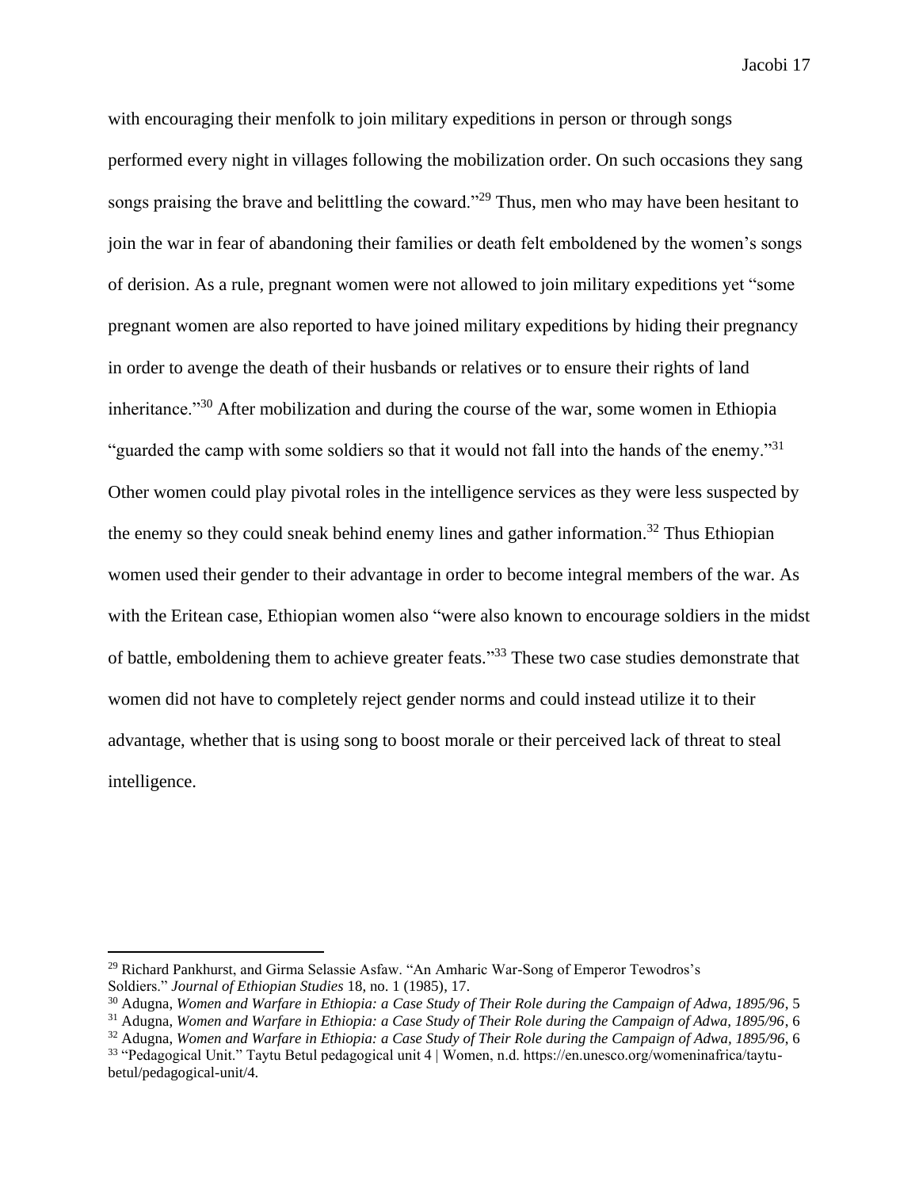with encouraging their menfolk to join military expeditions in person or through songs performed every night in villages following the mobilization order. On such occasions they sang songs praising the brave and belittling the coward."[29] Thus, men who may have been hesitant to join the war in fear of abandoning their families or death felt emboldened by the women's songs of derision. As a rule, pregnant women were not allowed to join military expeditions yet "some pregnant women are also reported to have joined military expeditions by hiding their pregnancy in order to avenge the death of their husbands or relatives or to ensure their rights of land inheritance."[30] After mobilization and during the course of the war, some women in Ethiopia "guarded the camp with some soldiers so that it would not fall into the hands of the enemy."[31] Other women could play pivotal roles in the intelligence services as they were less suspected by the enemy so they could sneak behind enemy lines and gather information.[32] Thus Ethiopian women used their gender to their advantage in order to become integral members of the war. As with the Eritean case, Ethiopian women also "were also known to encourage soldiers in the midst of battle, emboldening them to achieve greater feats."[33] These two case studies demonstrate that women did not have to completely reject gender norms and could instead utilize it to their advantage, whether that is using song to boost morale or their perceived lack of threat to steal intelligence.

---

[29] Richard Pankhurst, and Girma Selassie Asfaw. "An Amharic War-Song of Emperor Tewodros's Soldiers." *Journal of Ethiopian Studies* 18, no. 1 (1985), 17.

[30] Adugna, *Women and Warfare in Ethiopia: a Case Study of Their Role during the Campaign of Adwa, 1895/96*, 5

[31] Adugna, *Women and Warfare in Ethiopia: a Case Study of Their Role during the Campaign of Adwa, 1895/96*, 6

[32] Adugna, *Women and Warfare in Ethiopia: a Case Study of Their Role during the Campaign of Adwa, 1895/96*, 6

[33] "Pedagogical Unit." Taytu Betul pedagogical unit 4 | Women, n.d. https://en.unesco.org/womeninafrica/taytu-betul/pedagogical-unit/4.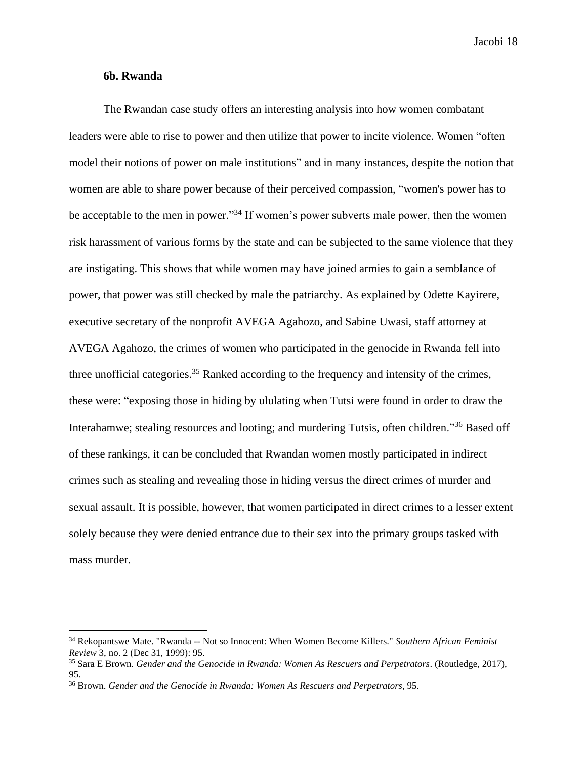### 6b. Rwanda

The Rwandan case study offers an interesting analysis into how women combatant leaders were able to rise to power and then utilize that power to incite violence. Women "often model their notions of power on male institutions" and in many instances, despite the notion that women are able to share power because of their perceived compassion, "women's power has to be acceptable to the men in power."[34] If women's power subverts male power, then the women risk harassment of various forms by the state and can be subjected to the same violence that they are instigating. This shows that while women may have joined armies to gain a semblance of power, that power was still checked by male the patriarchy. As explained by Odette Kayirere, executive secretary of the nonprofit AVEGA Agahozo, and Sabine Uwasi, staff attorney at AVEGA Agahozo, the crimes of women who participated in the genocide in Rwanda fell into three unofficial categories.[35] Ranked according to the frequency and intensity of the crimes, these were: "exposing those in hiding by ululating when Tutsi were found in order to draw the Interahamwe; stealing resources and looting; and murdering Tutsis, often children."[36] Based off of these rankings, it can be concluded that Rwandan women mostly participated in indirect crimes such as stealing and revealing those in hiding versus the direct crimes of murder and sexual assault. It is possible, however, that women participated in direct crimes to a lesser extent solely because they were denied entrance due to their sex into the primary groups tasked with mass murder.

---

[34] Rekopantswe Mate. "Rwanda -- Not so Innocent: When Women Become Killers." *Southern African Feminist Review* 3, no. 2 (Dec 31, 1999): 95.

[35] Sara E Brown. *Gender and the Genocide in Rwanda: Women As Rescuers and Perpetrators*. (Routledge, 2017), 95.

[36] Brown. *Gender and the Genocide in Rwanda: Women As Rescuers and Perpetrators*, 95.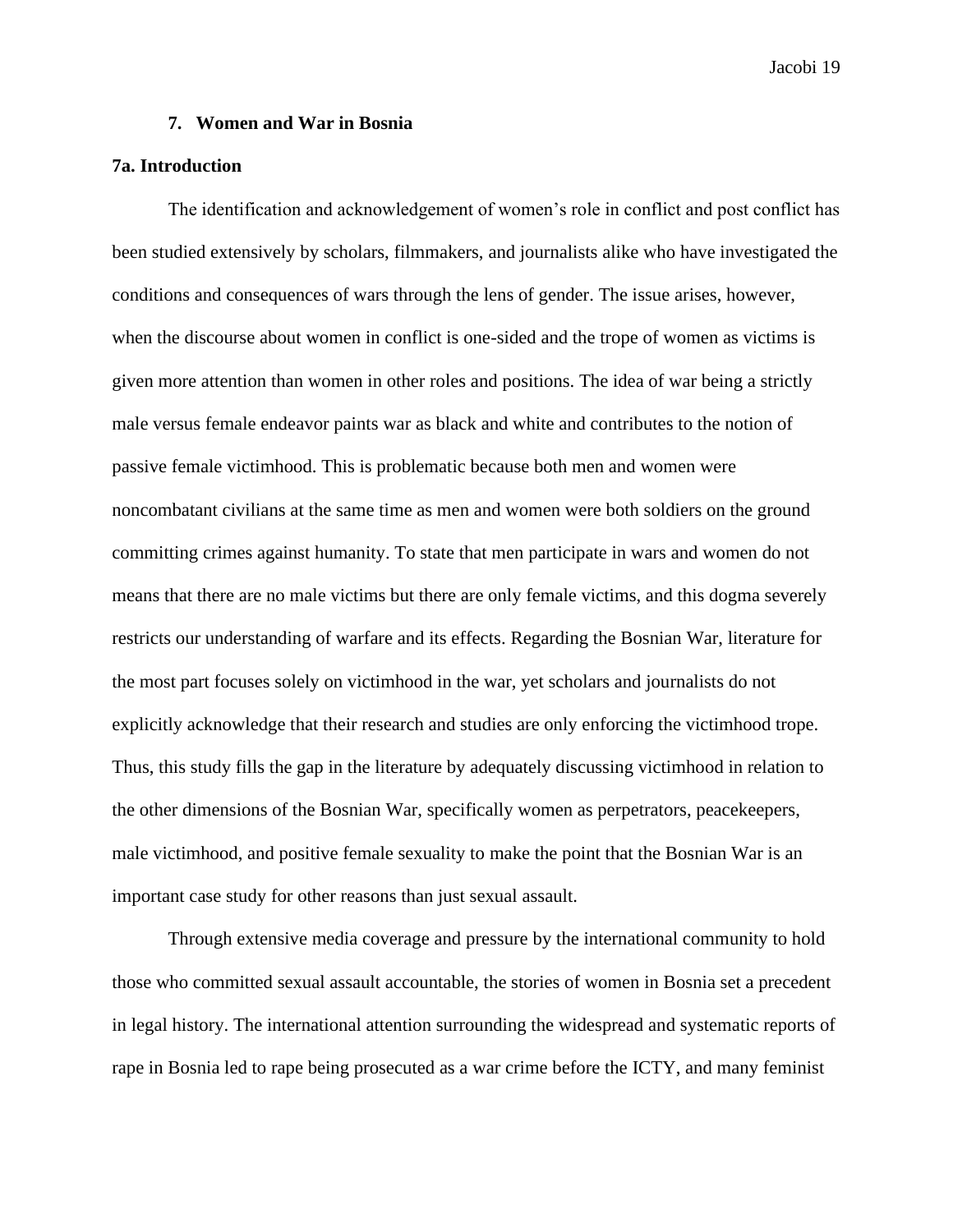## 7. Women and War in Bosnia

### 7a. Introduction

The identification and acknowledgement of women's role in conflict and post conflict has been studied extensively by scholars, filmmakers, and journalists alike who have investigated the conditions and consequences of wars through the lens of gender. The issue arises, however, when the discourse about women in conflict is one-sided and the trope of women as victims is given more attention than women in other roles and positions. The idea of war being a strictly male versus female endeavor paints war as black and white and contributes to the notion of passive female victimhood. This is problematic because both men and women were noncombatant civilians at the same time as men and women were both soldiers on the ground committing crimes against humanity. To state that men participate in wars and women do not means that there are no male victims but there are only female victims, and this dogma severely restricts our understanding of warfare and its effects. Regarding the Bosnian War, literature for the most part focuses solely on victimhood in the war, yet scholars and journalists do not explicitly acknowledge that their research and studies are only enforcing the victimhood trope. Thus, this study fills the gap in the literature by adequately discussing victimhood in relation to the other dimensions of the Bosnian War, specifically women as perpetrators, peacekeepers, male victimhood, and positive female sexuality to make the point that the Bosnian War is an important case study for other reasons than just sexual assault.

Through extensive media coverage and pressure by the international community to hold those who committed sexual assault accountable, the stories of women in Bosnia set a precedent in legal history. The international attention surrounding the widespread and systematic reports of rape in Bosnia led to rape being prosecuted as a war crime before the ICTY, and many feminist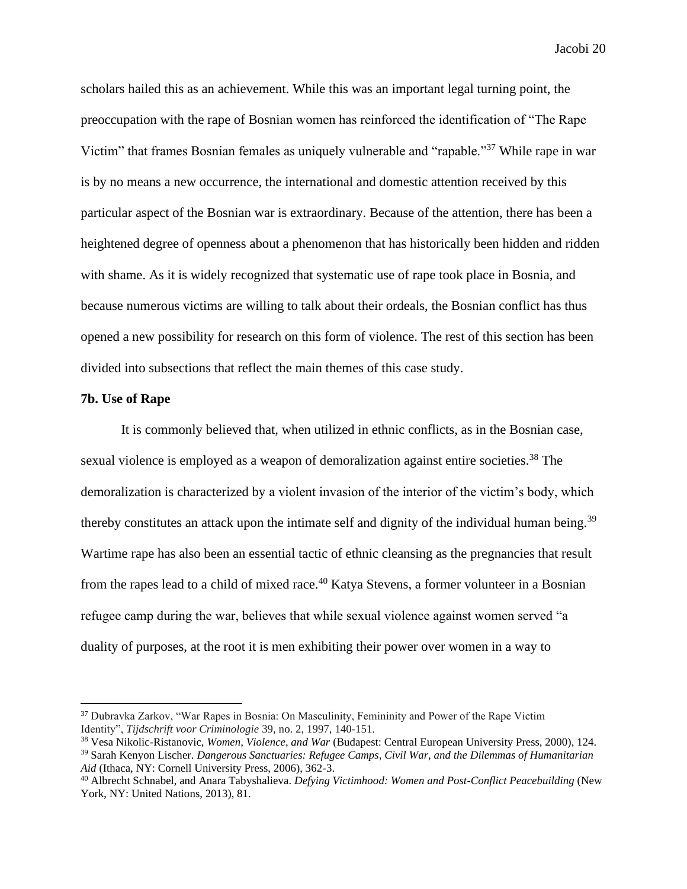scholars hailed this as an achievement. While this was an important legal turning point, the preoccupation with the rape of Bosnian women has reinforced the identification of "The Rape Victim" that frames Bosnian females as uniquely vulnerable and "rapable."[37] While rape in war is by no means a new occurrence, the international and domestic attention received by this particular aspect of the Bosnian war is extraordinary. Because of the attention, there has been a heightened degree of openness about a phenomenon that has historically been hidden and ridden with shame. As it is widely recognized that systematic use of rape took place in Bosnia, and because numerous victims are willing to talk about their ordeals, the Bosnian conflict has thus opened a new possibility for research on this form of violence. The rest of this section has been divided into subsections that reflect the main themes of this case study.

**7b. Use of Rape**

It is commonly believed that, when utilized in ethnic conflicts, as in the Bosnian case, sexual violence is employed as a weapon of demoralization against entire societies.[38] The demoralization is characterized by a violent invasion of the interior of the victim's body, which thereby constitutes an attack upon the intimate self and dignity of the individual human being.[39] Wartime rape has also been an essential tactic of ethnic cleansing as the pregnancies that result from the rapes lead to a child of mixed race.[40] Katya Stevens, a former volunteer in a Bosnian refugee camp during the war, believes that while sexual violence against women served "a duality of purposes, at the root it is men exhibiting their power over women in a way to

[37] Dubravka Zarkov, "War Rapes in Bosnia: On Masculinity, Femininity and Power of the Rape Victim Identity", *Tijdschrift voor Criminologie* 39, no. 2, 1997, 140-151.

[38] Vesa Nikolic-Ristanovic, *Women, Violence, and War* (Budapest: Central European University Press, 2000), 124.

[39] Sarah Kenyon Lischer. *Dangerous Sanctuaries: Refugee Camps, Civil War, and the Dilemmas of Humanitarian Aid* (Ithaca, NY: Cornell University Press, 2006), 362-3.

[40] Albrecht Schnabel, and Anara Tabyshalieva. *Defying Victimhood: Women and Post-Conflict Peacebuilding* (New York, NY: United Nations, 2013), 81.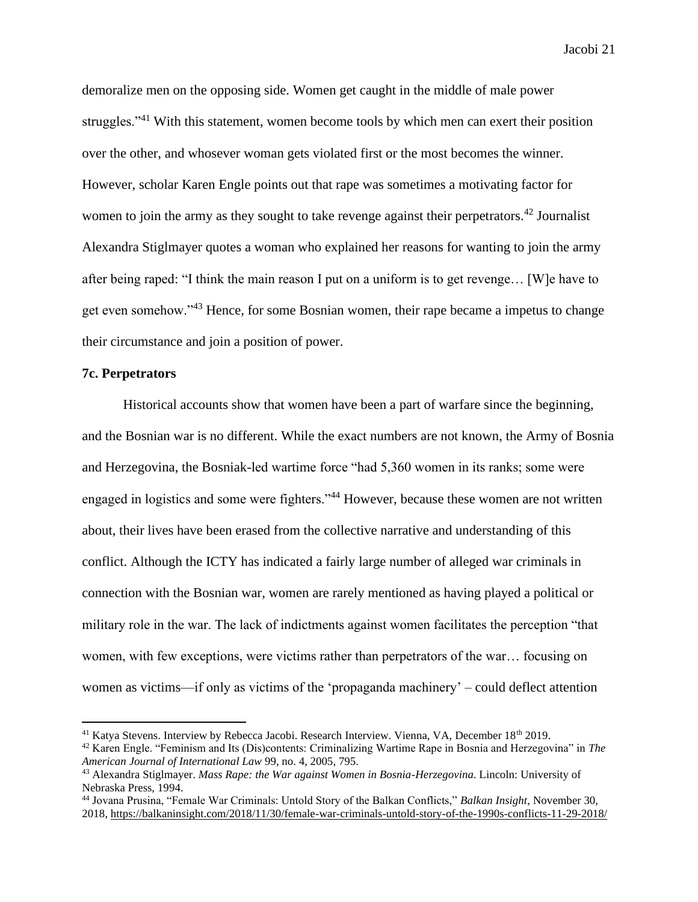demoralize men on the opposing side. Women get caught in the middle of male power struggles."[41] With this statement, women become tools by which men can exert their position over the other, and whosever woman gets violated first or the most becomes the winner. However, scholar Karen Engle points out that rape was sometimes a motivating factor for women to join the army as they sought to take revenge against their perpetrators.[42] Journalist Alexandra Stiglmayer quotes a woman who explained her reasons for wanting to join the army after being raped: "I think the main reason I put on a uniform is to get revenge… [W]e have to get even somehow."[43] Hence, for some Bosnian women, their rape became a impetus to change their circumstance and join a position of power.

**7c. Perpetrators**

Historical accounts show that women have been a part of warfare since the beginning, and the Bosnian war is no different. While the exact numbers are not known, the Army of Bosnia and Herzegovina, the Bosniak-led wartime force "had 5,360 women in its ranks; some were engaged in logistics and some were fighters."[44] However, because these women are not written about, their lives have been erased from the collective narrative and understanding of this conflict. Although the ICTY has indicated a fairly large number of alleged war criminals in connection with the Bosnian war, women are rarely mentioned as having played a political or military role in the war. The lack of indictments against women facilitates the perception "that women, with few exceptions, were victims rather than perpetrators of the war… focusing on women as victims—if only as victims of the 'propaganda machinery' – could deflect attention

---

[41] Katya Stevens. Interview by Rebecca Jacobi. Research Interview. Vienna, VA, December 18th 2019.

[42] Karen Engle. "Feminism and Its (Dis)contents: Criminalizing Wartime Rape in Bosnia and Herzegovina" in *The American Journal of International Law* 99, no. 4, 2005, 795.

[43] Alexandra Stiglmayer. *Mass Rape: the War against Women in Bosnia-Herzegovina.* Lincoln: University of Nebraska Press, 1994.

[44] Jovana Prusina, "Female War Criminals: Untold Story of the Balkan Conflicts," *Balkan Insight*, November 30, 2018, https://balkaninsight.com/2018/11/30/female-war-criminals-untold-story-of-the-1990s-conflicts-11-29-2018/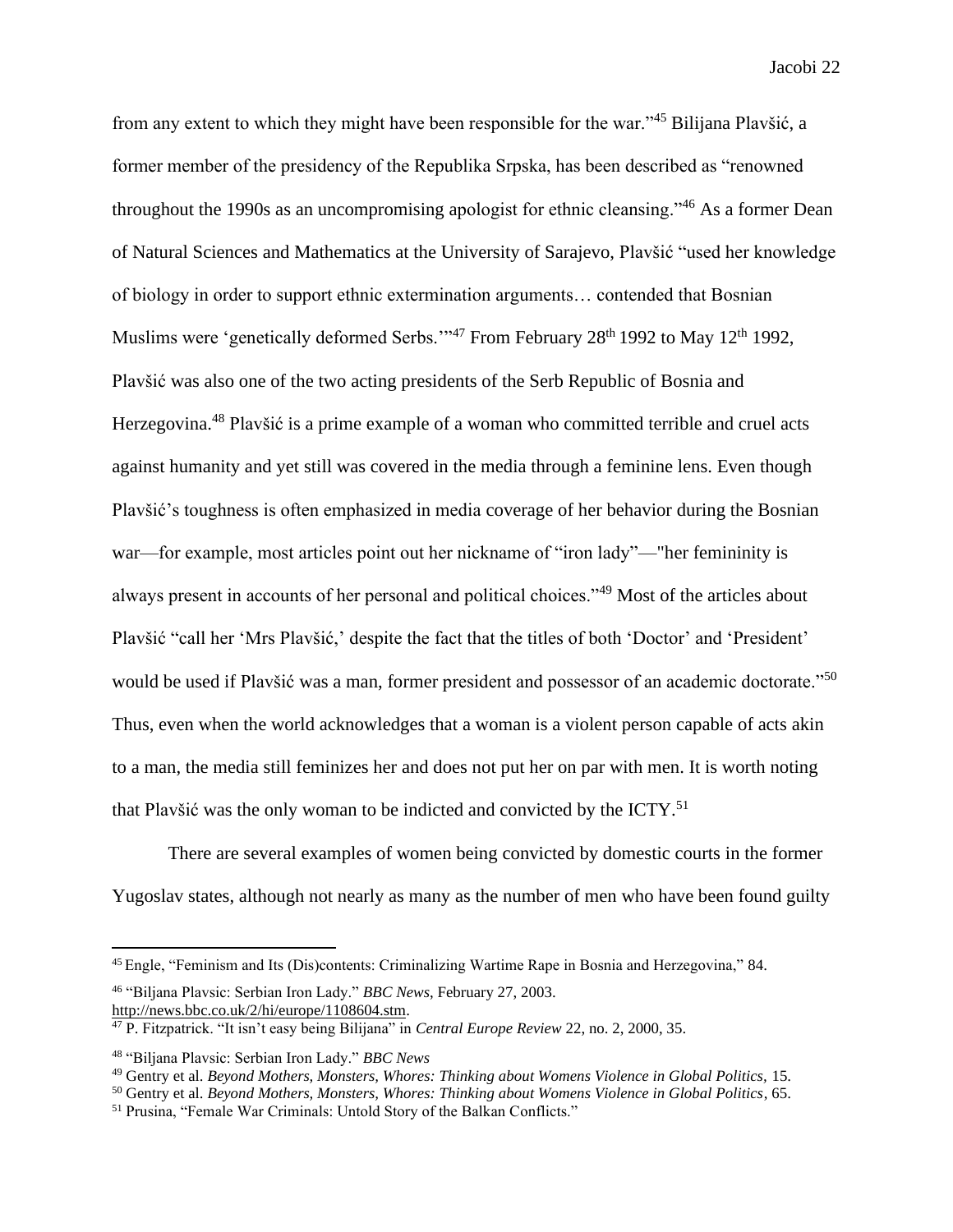from any extent to which they might have been responsible for the war."[45] Bilijana Plavšić, a former member of the presidency of the Republika Srpska, has been described as "renowned throughout the 1990s as an uncompromising apologist for ethnic cleansing."[46] As a former Dean of Natural Sciences and Mathematics at the University of Sarajevo, Plavšić "used her knowledge of biology in order to support ethnic extermination arguments… contended that Bosnian Muslims were 'genetically deformed Serbs.'"[47] From February 28th 1992 to May 12th 1992, Plavšić was also one of the two acting presidents of the Serb Republic of Bosnia and Herzegovina.[48] Plavšić is a prime example of a woman who committed terrible and cruel acts against humanity and yet still was covered in the media through a feminine lens. Even though Plavšić's toughness is often emphasized in media coverage of her behavior during the Bosnian war—for example, most articles point out her nickname of "iron lady"—"her femininity is always present in accounts of her personal and political choices."[49] Most of the articles about Plavšić "call her 'Mrs Plavšić,' despite the fact that the titles of both 'Doctor' and 'President' would be used if Plavšić was a man, former president and possessor of an academic doctorate."[50] Thus, even when the world acknowledges that a woman is a violent person capable of acts akin to a man, the media still feminizes her and does not put her on par with men. It is worth noting that Plavšić was the only woman to be indicted and convicted by the ICTY.[51]

There are several examples of women being convicted by domestic courts in the former Yugoslav states, although not nearly as many as the number of men who have been found guilty

---

[45] Engle, "Feminism and Its (Dis)contents: Criminalizing Wartime Rape in Bosnia and Herzegovina," 84.

[46] "Biljana Plavsic: Serbian Iron Lady." *BBC News*, February 27, 2003. http://news.bbc.co.uk/2/hi/europe/1108604.stm.

[47] P. Fitzpatrick. "It isn't easy being Bilijana" in *Central Europe Review* 22, no. 2, 2000, 35.

[48] "Biljana Plavsic: Serbian Iron Lady." *BBC News*

[49] Gentry et al. *Beyond Mothers, Monsters, Whores: Thinking about Womens Violence in Global Politics*, 15.

[50] Gentry et al. *Beyond Mothers, Monsters, Whores: Thinking about Womens Violence in Global Politics*, 65.

[51] Prusina, "Female War Criminals: Untold Story of the Balkan Conflicts."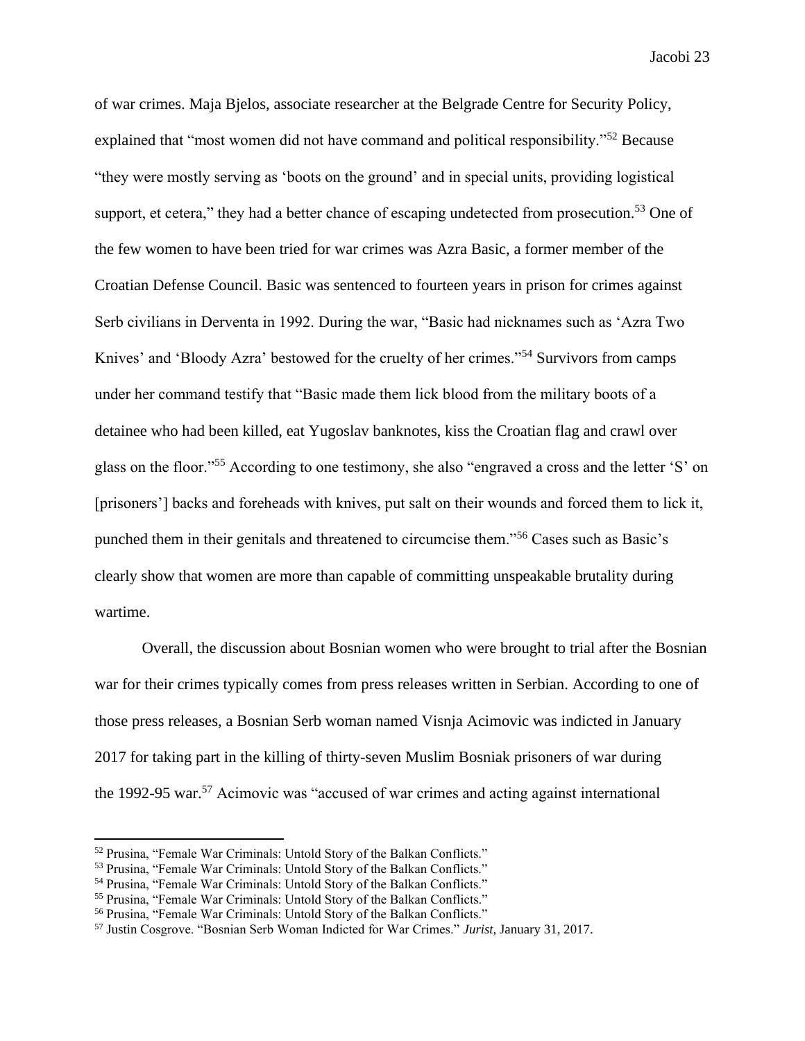of war crimes. Maja Bjelos, associate researcher at the Belgrade Centre for Security Policy, explained that "most women did not have command and political responsibility."[52] Because "they were mostly serving as 'boots on the ground' and in special units, providing logistical support, et cetera," they had a better chance of escaping undetected from prosecution.[53] One of the few women to have been tried for war crimes was Azra Basic, a former member of the Croatian Defense Council. Basic was sentenced to fourteen years in prison for crimes against Serb civilians in Derventa in 1992. During the war, "Basic had nicknames such as 'Azra Two Knives' and 'Bloody Azra' bestowed for the cruelty of her crimes."[54] Survivors from camps under her command testify that "Basic made them lick blood from the military boots of a detainee who had been killed, eat Yugoslav banknotes, kiss the Croatian flag and crawl over glass on the floor."[55] According to one testimony, she also "engraved a cross and the letter 'S' on [prisoners'] backs and foreheads with knives, put salt on their wounds and forced them to lick it, punched them in their genitals and threatened to circumcise them."[56] Cases such as Basic's clearly show that women are more than capable of committing unspeakable brutality during wartime.

Overall, the discussion about Bosnian women who were brought to trial after the Bosnian war for their crimes typically comes from press releases written in Serbian. According to one of those press releases, a Bosnian Serb woman named Visnja Acimovic was indicted in January 2017 for taking part in the killing of thirty-seven Muslim Bosniak prisoners of war during the 1992-95 war.[57] Acimovic was "accused of war crimes and acting against international

---

[52] Prusina, "Female War Criminals: Untold Story of the Balkan Conflicts."
[53] Prusina, "Female War Criminals: Untold Story of the Balkan Conflicts."
[54] Prusina, "Female War Criminals: Untold Story of the Balkan Conflicts."
[55] Prusina, "Female War Criminals: Untold Story of the Balkan Conflicts."
[56] Prusina, "Female War Criminals: Untold Story of the Balkan Conflicts."
[57] Justin Cosgrove. "Bosnian Serb Woman Indicted for War Crimes." *Jurist*, January 31, 2017.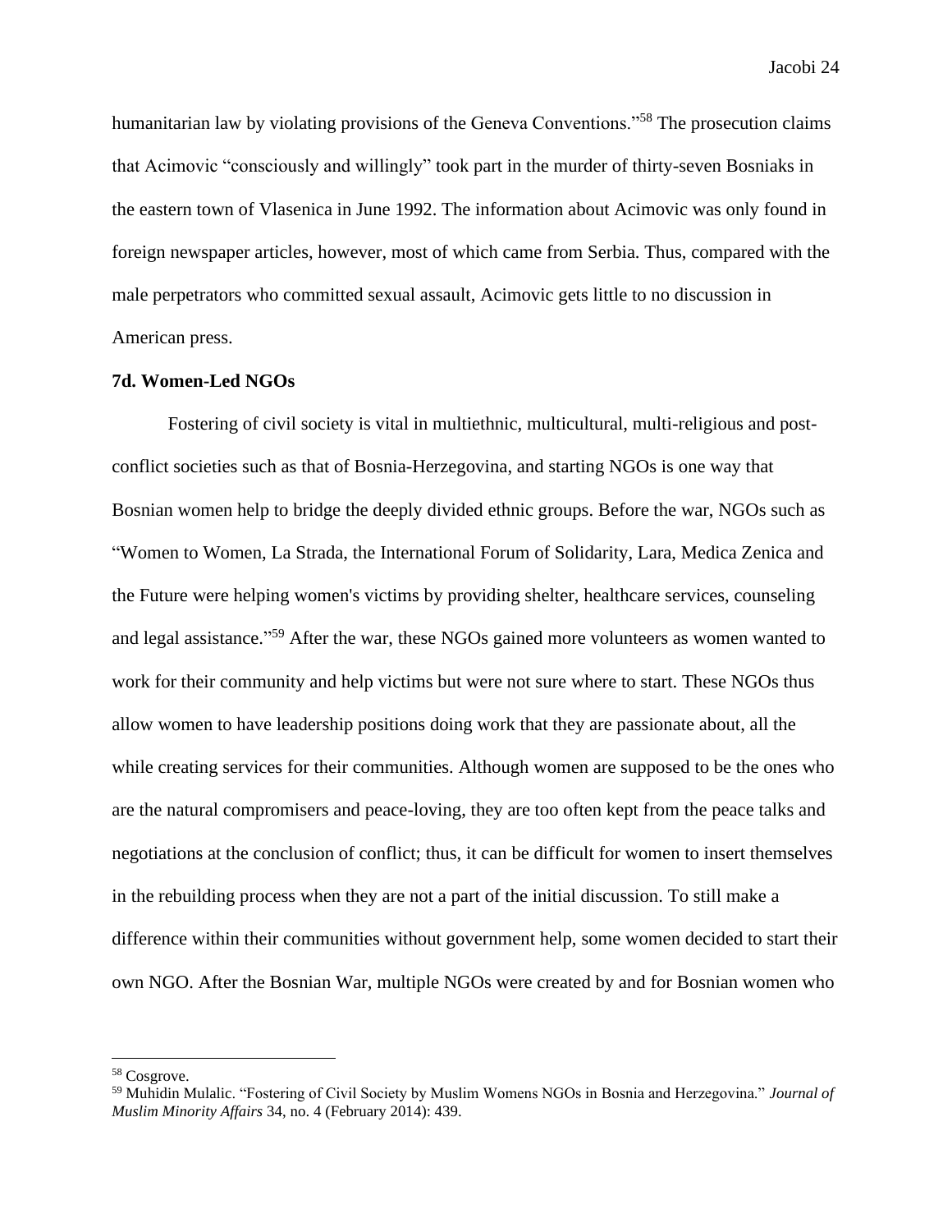humanitarian law by violating provisions of the Geneva Conventions."[58] The prosecution claims that Acimovic "consciously and willingly" took part in the murder of thirty-seven Bosniaks in the eastern town of Vlasenica in June 1992. The information about Acimovic was only found in foreign newspaper articles, however, most of which came from Serbia. Thus, compared with the male perpetrators who committed sexual assault, Acimovic gets little to no discussion in American press.

**7d. Women-Led NGOs**

Fostering of civil society is vital in multiethnic, multicultural, multi-religious and post-conflict societies such as that of Bosnia-Herzegovina, and starting NGOs is one way that Bosnian women help to bridge the deeply divided ethnic groups. Before the war, NGOs such as "Women to Women, La Strada, the International Forum of Solidarity, Lara, Medica Zenica and the Future were helping women's victims by providing shelter, healthcare services, counseling and legal assistance."[59] After the war, these NGOs gained more volunteers as women wanted to work for their community and help victims but were not sure where to start. These NGOs thus allow women to have leadership positions doing work that they are passionate about, all the while creating services for their communities. Although women are supposed to be the ones who are the natural compromisers and peace-loving, they are too often kept from the peace talks and negotiations at the conclusion of conflict; thus, it can be difficult for women to insert themselves in the rebuilding process when they are not a part of the initial discussion. To still make a difference within their communities without government help, some women decided to start their own NGO. After the Bosnian War, multiple NGOs were created by and for Bosnian women who

---

[58] Cosgrove.

[59] Muhidin Mulalic. "Fostering of Civil Society by Muslim Womens NGOs in Bosnia and Herzegovina." *Journal of Muslim Minority Affairs* 34, no. 4 (February 2014): 439.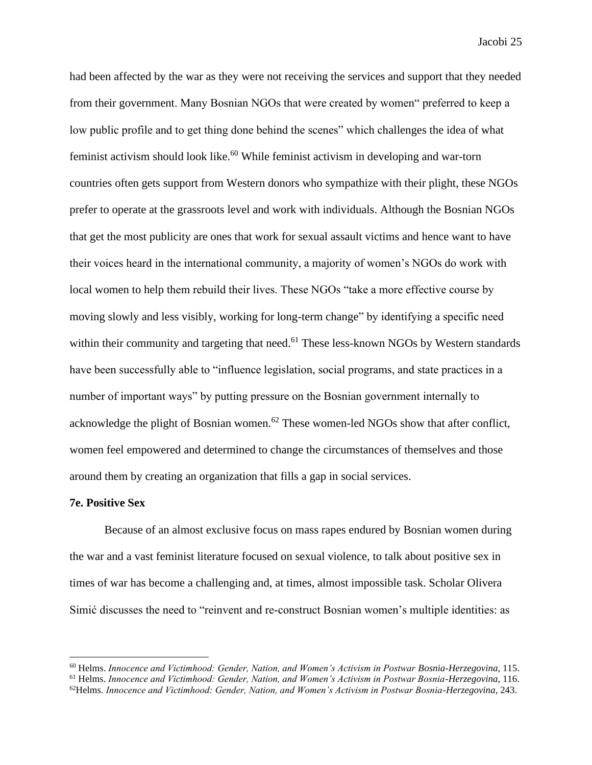had been affected by the war as they were not receiving the services and support that they needed from their government. Many Bosnian NGOs that were created by women" preferred to keep a low public profile and to get thing done behind the scenes" which challenges the idea of what feminist activism should look like.[60] While feminist activism in developing and war-torn countries often gets support from Western donors who sympathize with their plight, these NGOs prefer to operate at the grassroots level and work with individuals. Although the Bosnian NGOs that get the most publicity are ones that work for sexual assault victims and hence want to have their voices heard in the international community, a majority of women's NGOs do work with local women to help them rebuild their lives. These NGOs "take a more effective course by moving slowly and less visibly, working for long-term change" by identifying a specific need within their community and targeting that need.[61] These less-known NGOs by Western standards have been successfully able to "influence legislation, social programs, and state practices in a number of important ways" by putting pressure on the Bosnian government internally to acknowledge the plight of Bosnian women.[62] These women-led NGOs show that after conflict, women feel empowered and determined to change the circumstances of themselves and those around them by creating an organization that fills a gap in social services.

**7e. Positive Sex**

Because of an almost exclusive focus on mass rapes endured by Bosnian women during the war and a vast feminist literature focused on sexual violence, to talk about positive sex in times of war has become a challenging and, at times, almost impossible task. Scholar Olivera Simić discusses the need to "reinvent and re-construct Bosnian women's multiple identities: as

---

[60] Helms. *Innocence and Victimhood: Gender, Nation, and Women's Activism in Postwar Bosnia-Herzegovina*, 115.

[61] Helms. *Innocence and Victimhood: Gender, Nation, and Women's Activism in Postwar Bosnia-Herzegovina*, 116.

[62] Helms. *Innocence and Victimhood: Gender, Nation, and Women's Activism in Postwar Bosnia-Herzegovina*, 243.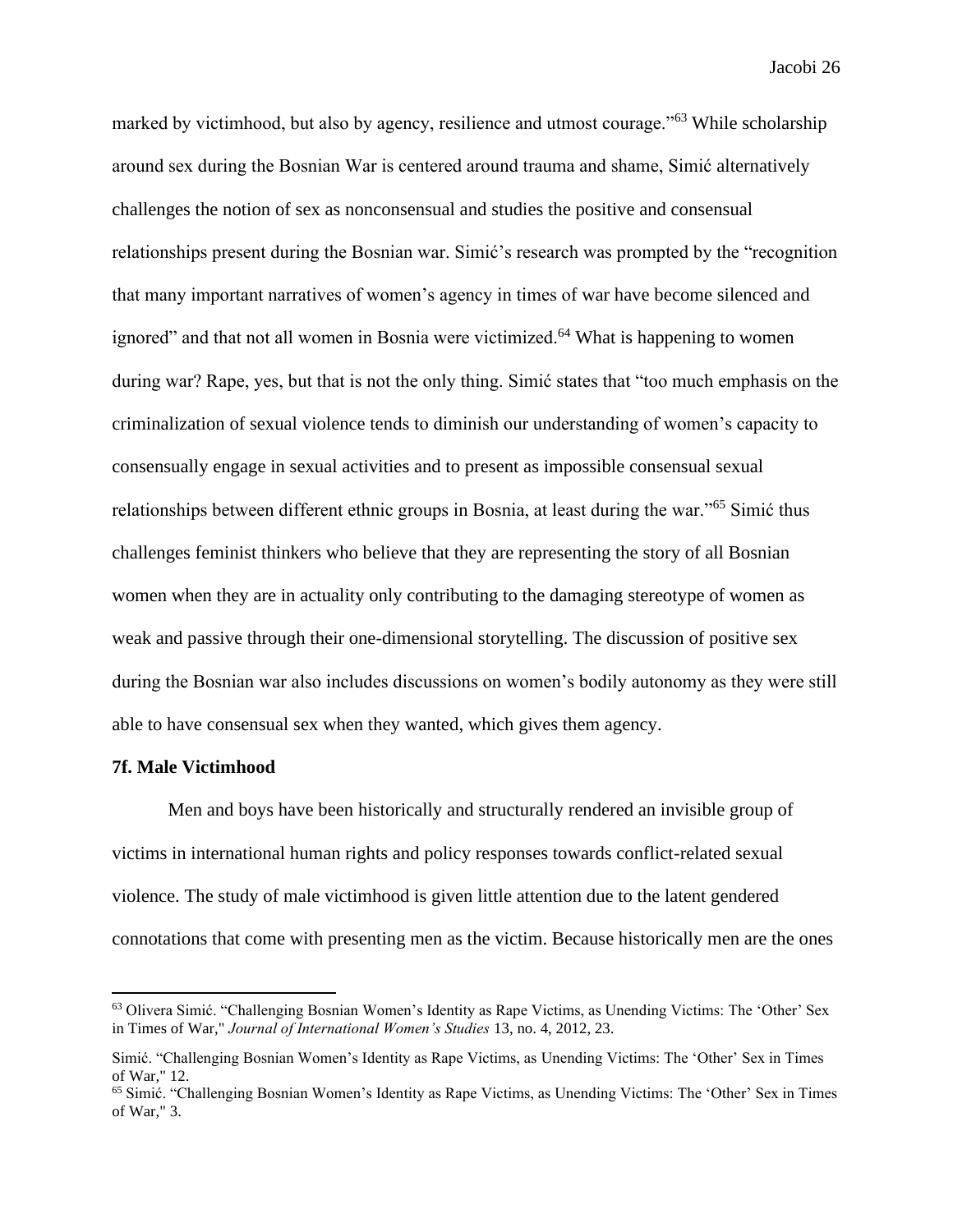marked by victimhood, but also by agency, resilience and utmost courage."[63] While scholarship around sex during the Bosnian War is centered around trauma and shame, Simić alternatively challenges the notion of sex as nonconsensual and studies the positive and consensual relationships present during the Bosnian war. Simić's research was prompted by the "recognition that many important narratives of women's agency in times of war have become silenced and ignored" and that not all women in Bosnia were victimized.[64] What is happening to women during war? Rape, yes, but that is not the only thing. Simić states that "too much emphasis on the criminalization of sexual violence tends to diminish our understanding of women's capacity to consensually engage in sexual activities and to present as impossible consensual sexual relationships between different ethnic groups in Bosnia, at least during the war."[65] Simić thus challenges feminist thinkers who believe that they are representing the story of all Bosnian women when they are in actuality only contributing to the damaging stereotype of women as weak and passive through their one-dimensional storytelling. The discussion of positive sex during the Bosnian war also includes discussions on women's bodily autonomy as they were still able to have consensual sex when they wanted, which gives them agency.

**7f. Male Victimhood**

Men and boys have been historically and structurally rendered an invisible group of victims in international human rights and policy responses towards conflict-related sexual violence. The study of male victimhood is given little attention due to the latent gendered connotations that come with presenting men as the victim. Because historically men are the ones

---

[63] Olivera Simić. "Challenging Bosnian Women's Identity as Rape Victims, as Unending Victims: The 'Other' Sex in Times of War," *Journal of International Women's Studies* 13, no. 4, 2012, 23.

Simić. "Challenging Bosnian Women's Identity as Rape Victims, as Unending Victims: The 'Other' Sex in Times of War," 12.

[65] Simić. "Challenging Bosnian Women's Identity as Rape Victims, as Unending Victims: The 'Other' Sex in Times of War," 3.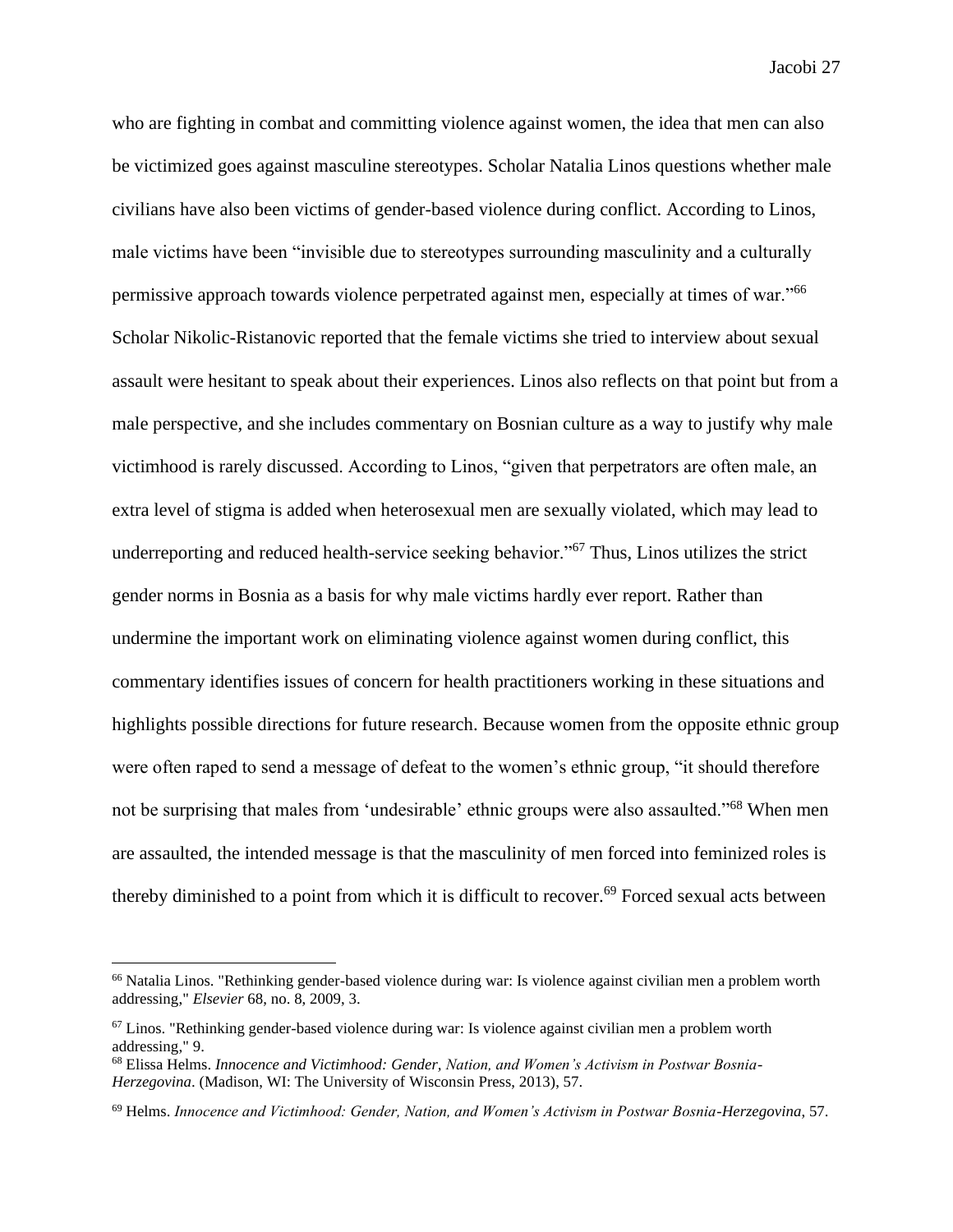who are fighting in combat and committing violence against women, the idea that men can also be victimized goes against masculine stereotypes. Scholar Natalia Linos questions whether male civilians have also been victims of gender-based violence during conflict. According to Linos, male victims have been "invisible due to stereotypes surrounding masculinity and a culturally permissive approach towards violence perpetrated against men, especially at times of war."[66] Scholar Nikolic-Ristanovic reported that the female victims she tried to interview about sexual assault were hesitant to speak about their experiences. Linos also reflects on that point but from a male perspective, and she includes commentary on Bosnian culture as a way to justify why male victimhood is rarely discussed. According to Linos, "given that perpetrators are often male, an extra level of stigma is added when heterosexual men are sexually violated, which may lead to underreporting and reduced health-service seeking behavior."[67] Thus, Linos utilizes the strict gender norms in Bosnia as a basis for why male victims hardly ever report. Rather than undermine the important work on eliminating violence against women during conflict, this commentary identifies issues of concern for health practitioners working in these situations and highlights possible directions for future research. Because women from the opposite ethnic group were often raped to send a message of defeat to the women's ethnic group, "it should therefore not be surprising that males from 'undesirable' ethnic groups were also assaulted."[68] When men are assaulted, the intended message is that the masculinity of men forced into feminized roles is thereby diminished to a point from which it is difficult to recover.[69] Forced sexual acts between

---

[66] Natalia Linos. "Rethinking gender-based violence during war: Is violence against civilian men a problem worth addressing," *Elsevier* 68, no. 8, 2009, 3.

[67] Linos. "Rethinking gender-based violence during war: Is violence against civilian men a problem worth addressing," 9.

[68] Elissa Helms. *Innocence and Victimhood: Gender, Nation, and Women's Activism in Postwar Bosnia-Herzegovina*. (Madison, WI: The University of Wisconsin Press, 2013), 57.

[69] Helms. *Innocence and Victimhood: Gender, Nation, and Women's Activism in Postwar Bosnia-Herzegovina*, 57.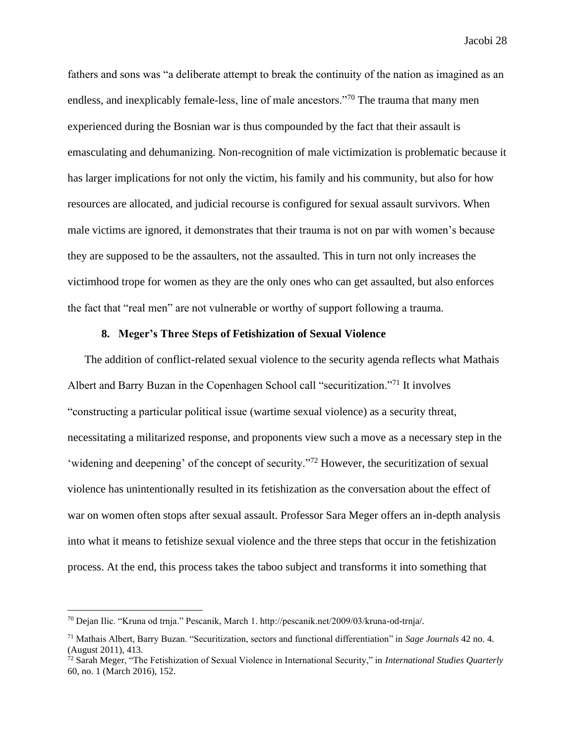fathers and sons was "a deliberate attempt to break the continuity of the nation as imagined as an endless, and inexplicably female-less, line of male ancestors."[70] The trauma that many men experienced during the Bosnian war is thus compounded by the fact that their assault is emasculating and dehumanizing. Non-recognition of male victimization is problematic because it has larger implications for not only the victim, his family and his community, but also for how resources are allocated, and judicial recourse is configured for sexual assault survivors. When male victims are ignored, it demonstrates that their trauma is not on par with women's because they are supposed to be the assaulters, not the assaulted. This in turn not only increases the victimhood trope for women as they are the only ones who can get assaulted, but also enforces the fact that "real men" are not vulnerable or worthy of support following a trauma.

## 8. Meger's Three Steps of Fetishization of Sexual Violence

The addition of conflict-related sexual violence to the security agenda reflects what Mathais Albert and Barry Buzan in the Copenhagen School call "securitization."[71] It involves "constructing a particular political issue (wartime sexual violence) as a security threat, necessitating a militarized response, and proponents view such a move as a necessary step in the 'widening and deepening' of the concept of security."[72] However, the securitization of sexual violence has unintentionally resulted in its fetishization as the conversation about the effect of war on women often stops after sexual assault. Professor Sara Meger offers an in-depth analysis into what it means to fetishize sexual violence and the three steps that occur in the fetishization process. At the end, this process takes the taboo subject and transforms it into something that

---

[70] Dejan Ilic. "Kruna od trnja." Pescanik, March 1. http://pescanik.net/2009/03/kruna-od-trnja/.

[71] Mathais Albert, Barry Buzan. "Securitization, sectors and functional differentiation" in *Sage Journals* 42 no. 4. (August 2011), 413.

[72] Sarah Meger, "The Fetishization of Sexual Violence in International Security," in *International Studies Quarterly* 60, no. 1 (March 2016), 152.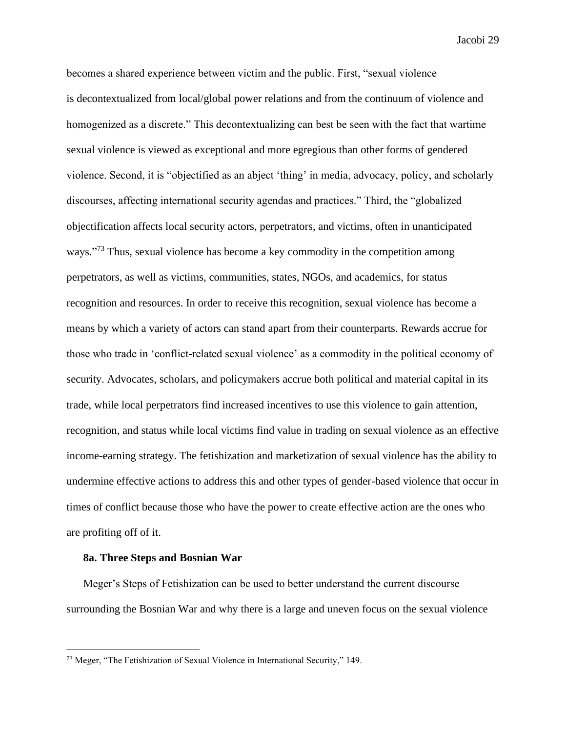becomes a shared experience between victim and the public. First, "sexual violence is decontextualized from local/global power relations and from the continuum of violence and homogenized as a discrete." This decontextualizing can best be seen with the fact that wartime sexual violence is viewed as exceptional and more egregious than other forms of gendered violence. Second, it is "objectified as an abject 'thing' in media, advocacy, policy, and scholarly discourses, affecting international security agendas and practices." Third, the "globalized objectification affects local security actors, perpetrators, and victims, often in unanticipated ways."[73] Thus, sexual violence has become a key commodity in the competition among perpetrators, as well as victims, communities, states, NGOs, and academics, for status recognition and resources. In order to receive this recognition, sexual violence has become a means by which a variety of actors can stand apart from their counterparts. Rewards accrue for those who trade in 'conflict-related sexual violence' as a commodity in the political economy of security. Advocates, scholars, and policymakers accrue both political and material capital in its trade, while local perpetrators find increased incentives to use this violence to gain attention, recognition, and status while local victims find value in trading on sexual violence as an effective income-earning strategy. The fetishization and marketization of sexual violence has the ability to undermine effective actions to address this and other types of gender-based violence that occur in times of conflict because those who have the power to create effective action are the ones who are profiting off of it.

### 8a. Three Steps and Bosnian War

Meger's Steps of Fetishization can be used to better understand the current discourse surrounding the Bosnian War and why there is a large and uneven focus on the sexual violence

---

[73] Meger, "The Fetishization of Sexual Violence in International Security," 149.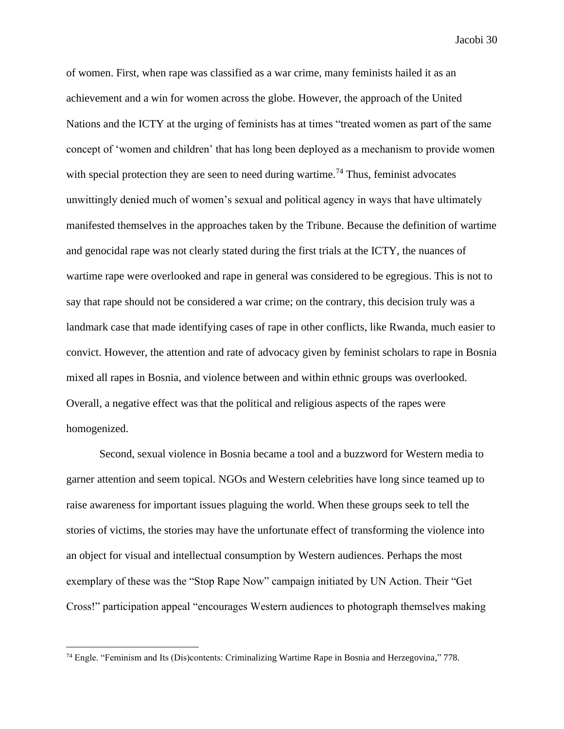of women. First, when rape was classified as a war crime, many feminists hailed it as an achievement and a win for women across the globe. However, the approach of the United Nations and the ICTY at the urging of feminists has at times "treated women as part of the same concept of 'women and children' that has long been deployed as a mechanism to provide women with special protection they are seen to need during wartime.[74] Thus, feminist advocates unwittingly denied much of women's sexual and political agency in ways that have ultimately manifested themselves in the approaches taken by the Tribune. Because the definition of wartime and genocidal rape was not clearly stated during the first trials at the ICTY, the nuances of wartime rape were overlooked and rape in general was considered to be egregious. This is not to say that rape should not be considered a war crime; on the contrary, this decision truly was a landmark case that made identifying cases of rape in other conflicts, like Rwanda, much easier to convict. However, the attention and rate of advocacy given by feminist scholars to rape in Bosnia mixed all rapes in Bosnia, and violence between and within ethnic groups was overlooked. Overall, a negative effect was that the political and religious aspects of the rapes were homogenized.

Second, sexual violence in Bosnia became a tool and a buzzword for Western media to garner attention and seem topical. NGOs and Western celebrities have long since teamed up to raise awareness for important issues plaguing the world. When these groups seek to tell the stories of victims, the stories may have the unfortunate effect of transforming the violence into an object for visual and intellectual consumption by Western audiences. Perhaps the most exemplary of these was the "Stop Rape Now" campaign initiated by UN Action. Their "Get Cross!" participation appeal "encourages Western audiences to photograph themselves making

---

[74] Engle. "Feminism and Its (Dis)contents: Criminalizing Wartime Rape in Bosnia and Herzegovina," 778.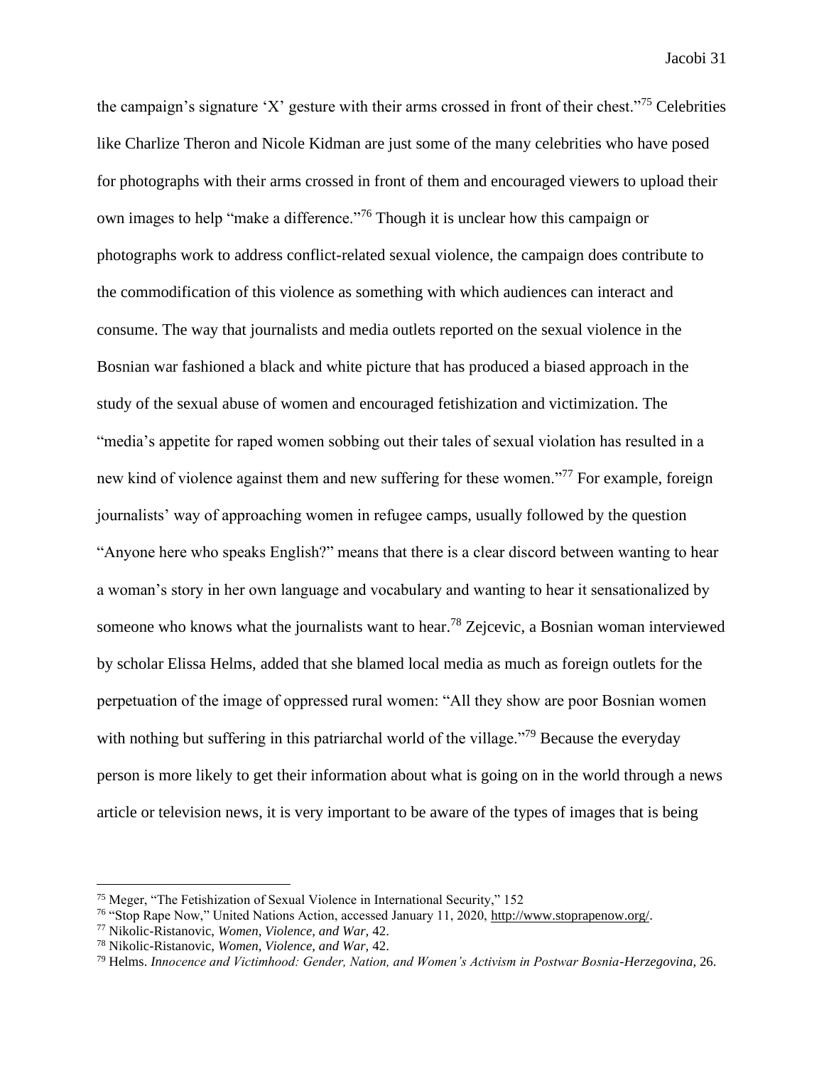the campaign's signature 'X' gesture with their arms crossed in front of their chest."[75] Celebrities like Charlize Theron and Nicole Kidman are just some of the many celebrities who have posed for photographs with their arms crossed in front of them and encouraged viewers to upload their own images to help "make a difference."[76] Though it is unclear how this campaign or photographs work to address conflict-related sexual violence, the campaign does contribute to the commodification of this violence as something with which audiences can interact and consume. The way that journalists and media outlets reported on the sexual violence in the Bosnian war fashioned a black and white picture that has produced a biased approach in the study of the sexual abuse of women and encouraged fetishization and victimization. The "media's appetite for raped women sobbing out their tales of sexual violation has resulted in a new kind of violence against them and new suffering for these women."[77] For example, foreign journalists' way of approaching women in refugee camps, usually followed by the question "Anyone here who speaks English?" means that there is a clear discord between wanting to hear a woman's story in her own language and vocabulary and wanting to hear it sensationalized by someone who knows what the journalists want to hear.[78] Zejcevic, a Bosnian woman interviewed by scholar Elissa Helms, added that she blamed local media as much as foreign outlets for the perpetuation of the image of oppressed rural women: "All they show are poor Bosnian women with nothing but suffering in this patriarchal world of the village."[79] Because the everyday person is more likely to get their information about what is going on in the world through a news article or television news, it is very important to be aware of the types of images that is being

---

[75] Meger, "The Fetishization of Sexual Violence in International Security," 152

[76] "Stop Rape Now," United Nations Action, accessed January 11, 2020, http://www.stoprapenow.org/.

[77] Nikolic-Ristanovic, *Women, Violence, and War,* 42.

[78] Nikolic-Ristanovic, *Women, Violence, and War,* 42.

[79] Helms. *Innocence and Victimhood: Gender, Nation, and Women's Activism in Postwar Bosnia-Herzegovina*, 26.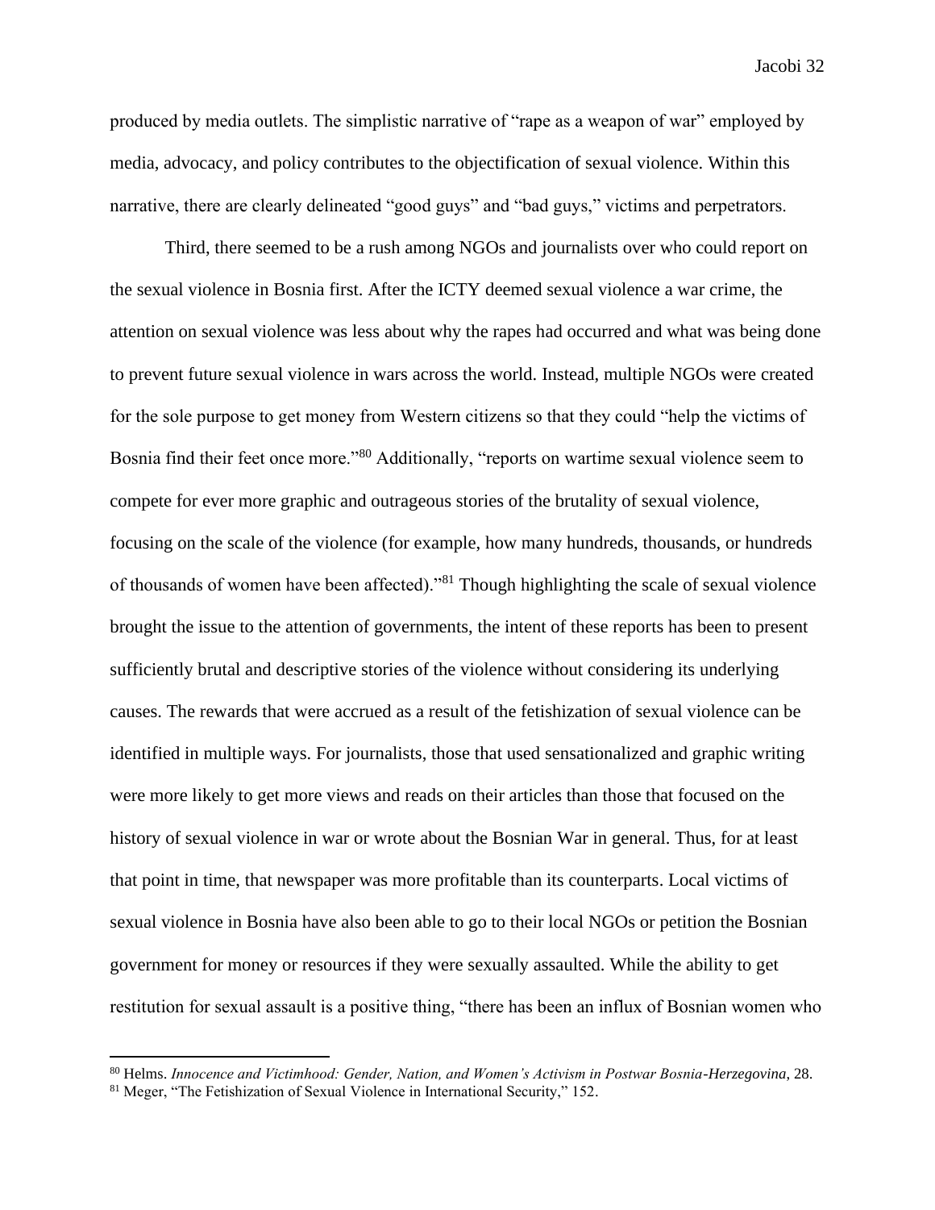produced by media outlets. The simplistic narrative of "rape as a weapon of war" employed by media, advocacy, and policy contributes to the objectification of sexual violence. Within this narrative, there are clearly delineated "good guys" and "bad guys," victims and perpetrators.

Third, there seemed to be a rush among NGOs and journalists over who could report on the sexual violence in Bosnia first. After the ICTY deemed sexual violence a war crime, the attention on sexual violence was less about why the rapes had occurred and what was being done to prevent future sexual violence in wars across the world. Instead, multiple NGOs were created for the sole purpose to get money from Western citizens so that they could "help the victims of Bosnia find their feet once more."[80] Additionally, "reports on wartime sexual violence seem to compete for ever more graphic and outrageous stories of the brutality of sexual violence, focusing on the scale of the violence (for example, how many hundreds, thousands, or hundreds of thousands of women have been affected)."[81] Though highlighting the scale of sexual violence brought the issue to the attention of governments, the intent of these reports has been to present sufficiently brutal and descriptive stories of the violence without considering its underlying causes. The rewards that were accrued as a result of the fetishization of sexual violence can be identified in multiple ways. For journalists, those that used sensationalized and graphic writing were more likely to get more views and reads on their articles than those that focused on the history of sexual violence in war or wrote about the Bosnian War in general. Thus, for at least that point in time, that newspaper was more profitable than its counterparts. Local victims of sexual violence in Bosnia have also been able to go to their local NGOs or petition the Bosnian government for money or resources if they were sexually assaulted. While the ability to get restitution for sexual assault is a positive thing, "there has been an influx of Bosnian women who

---

[80] Helms. *Innocence and Victimhood: Gender, Nation, and Women's Activism in Postwar Bosnia-Herzegovina*, 28.

[81] Meger, "The Fetishization of Sexual Violence in International Security," 152.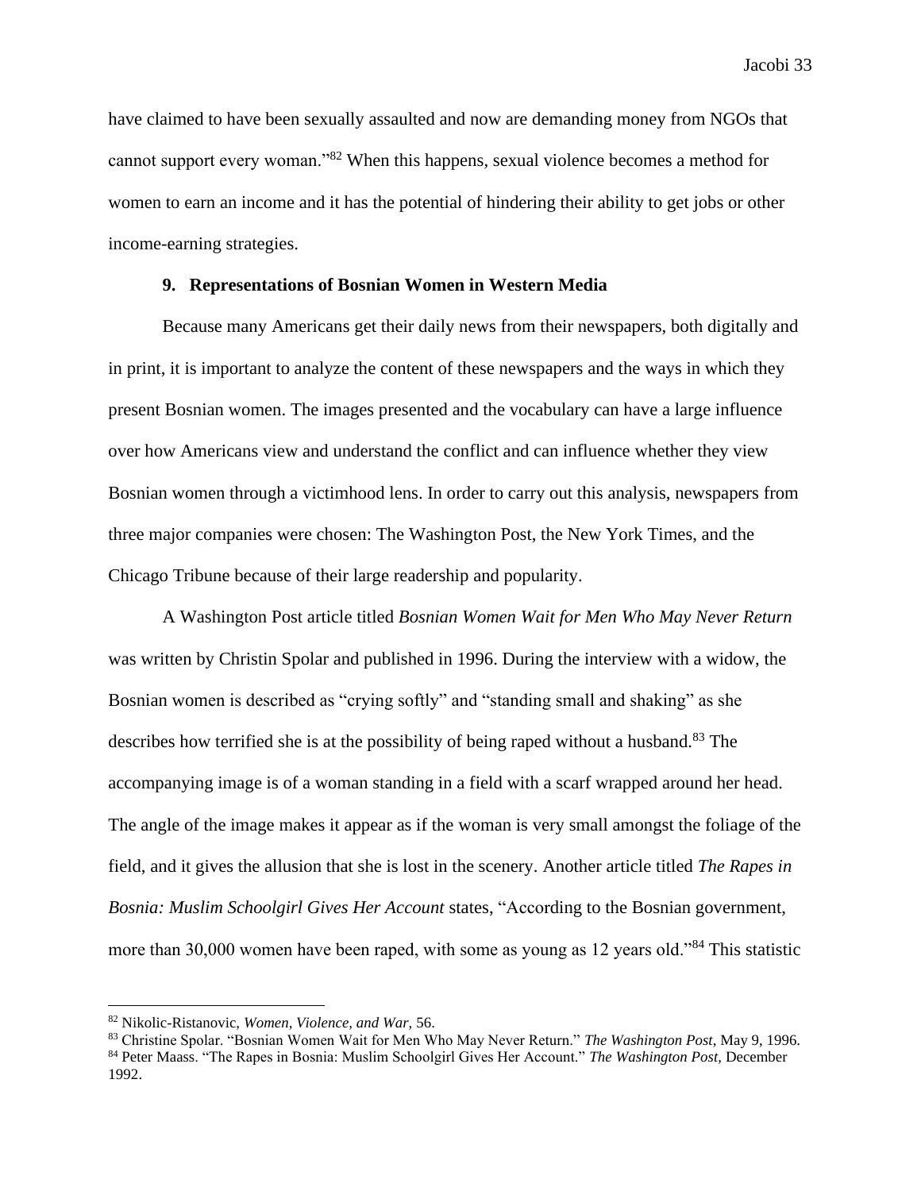have claimed to have been sexually assaulted and now are demanding money from NGOs that cannot support every woman."[82] When this happens, sexual violence becomes a method for women to earn an income and it has the potential of hindering their ability to get jobs or other income-earning strategies.

### 9. Representations of Bosnian Women in Western Media

Because many Americans get their daily news from their newspapers, both digitally and in print, it is important to analyze the content of these newspapers and the ways in which they present Bosnian women. The images presented and the vocabulary can have a large influence over how Americans view and understand the conflict and can influence whether they view Bosnian women through a victimhood lens. In order to carry out this analysis, newspapers from three major companies were chosen: The Washington Post, the New York Times, and the Chicago Tribune because of their large readership and popularity.

A Washington Post article titled *Bosnian Women Wait for Men Who May Never Return* was written by Christin Spolar and published in 1996. During the interview with a widow, the Bosnian women is described as "crying softly" and "standing small and shaking" as she describes how terrified she is at the possibility of being raped without a husband.[83] The accompanying image is of a woman standing in a field with a scarf wrapped around her head. The angle of the image makes it appear as if the woman is very small amongst the foliage of the field, and it gives the allusion that she is lost in the scenery. Another article titled *The Rapes in Bosnia: Muslim Schoolgirl Gives Her Account* states, "According to the Bosnian government, more than 30,000 women have been raped, with some as young as 12 years old."[84] This statistic

---

[82] Nikolic-Ristanovic, *Women, Violence, and War,* 56.

[83] Christine Spolar. "Bosnian Women Wait for Men Who May Never Return." *The Washington Post*, May 9, 1996.

[84] Peter Maass. "The Rapes in Bosnia: Muslim Schoolgirl Gives Her Account." *The Washington Post*, December 1992.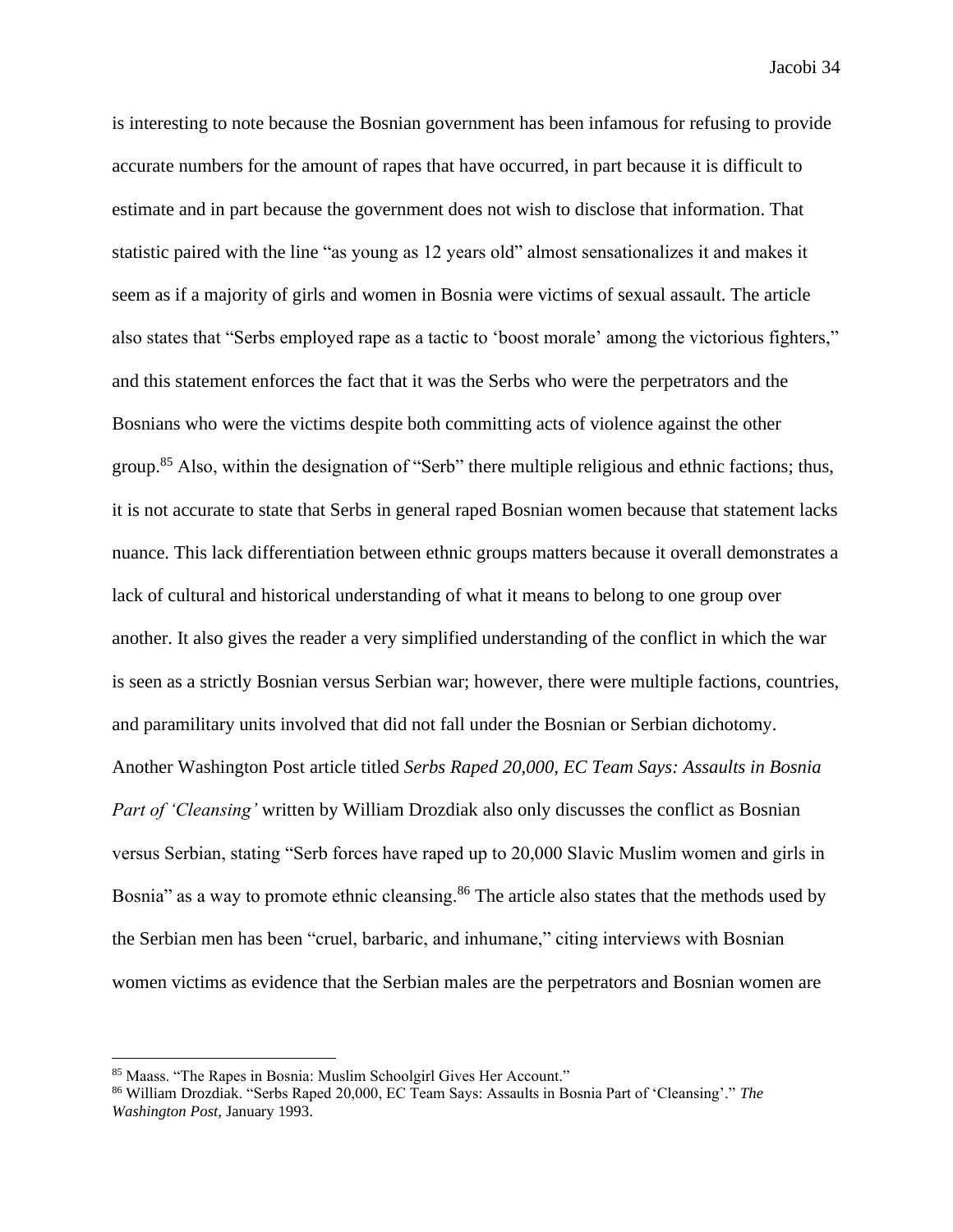is interesting to note because the Bosnian government has been infamous for refusing to provide accurate numbers for the amount of rapes that have occurred, in part because it is difficult to estimate and in part because the government does not wish to disclose that information. That statistic paired with the line "as young as 12 years old" almost sensationalizes it and makes it seem as if a majority of girls and women in Bosnia were victims of sexual assault. The article also states that "Serbs employed rape as a tactic to 'boost morale' among the victorious fighters," and this statement enforces the fact that it was the Serbs who were the perpetrators and the Bosnians who were the victims despite both committing acts of violence against the other group.[85] Also, within the designation of "Serb" there multiple religious and ethnic factions; thus, it is not accurate to state that Serbs in general raped Bosnian women because that statement lacks nuance. This lack differentiation between ethnic groups matters because it overall demonstrates a lack of cultural and historical understanding of what it means to belong to one group over another. It also gives the reader a very simplified understanding of the conflict in which the war is seen as a strictly Bosnian versus Serbian war; however, there were multiple factions, countries, and paramilitary units involved that did not fall under the Bosnian or Serbian dichotomy. Another Washington Post article titled *Serbs Raped 20,000, EC Team Says: Assaults in Bosnia Part of 'Cleansing'* written by William Drozdiak also only discusses the conflict as Bosnian versus Serbian, stating "Serb forces have raped up to 20,000 Slavic Muslim women and girls in Bosnia" as a way to promote ethnic cleansing.[86] The article also states that the methods used by the Serbian men has been "cruel, barbaric, and inhumane," citing interviews with Bosnian women victims as evidence that the Serbian males are the perpetrators and Bosnian women are

---

[85] Maass. "The Rapes in Bosnia: Muslim Schoolgirl Gives Her Account."

[86] William Drozdiak. "Serbs Raped 20,000, EC Team Says: Assaults in Bosnia Part of 'Cleansing'." *The Washington Post*, January 1993.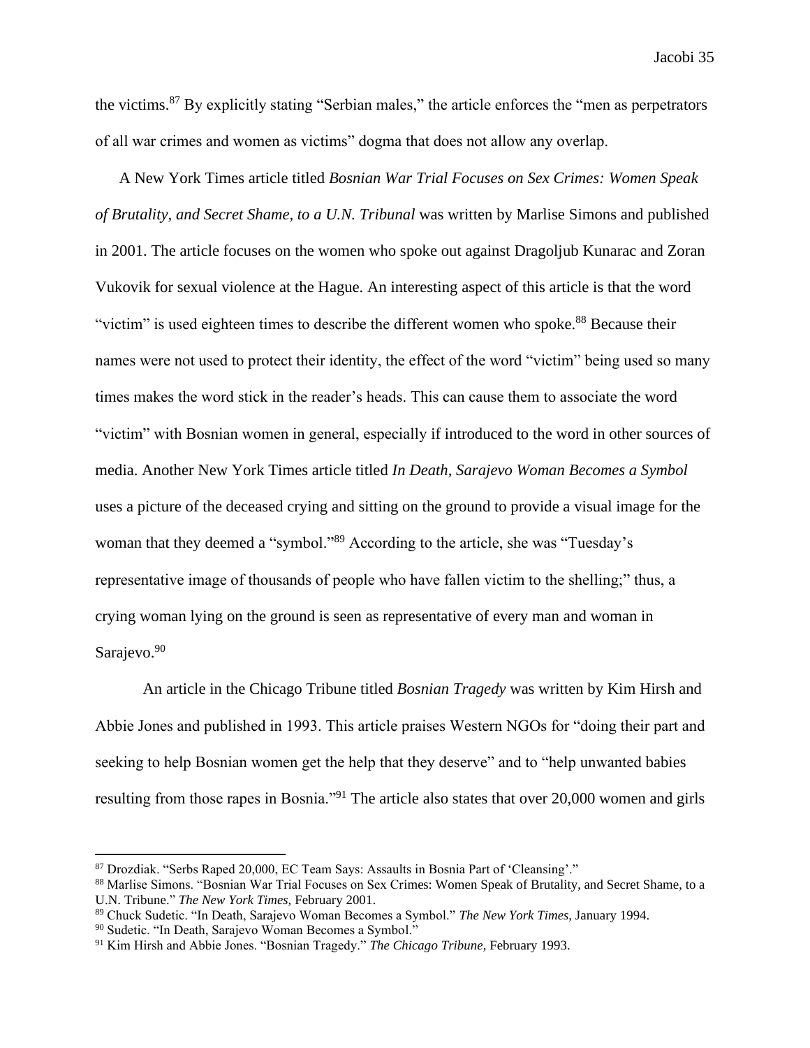the victims.[87] By explicitly stating "Serbian males," the article enforces the "men as perpetrators of all war crimes and women as victims" dogma that does not allow any overlap.

A New York Times article titled *Bosnian War Trial Focuses on Sex Crimes: Women Speak of Brutality, and Secret Shame, to a U.N. Tribunal* was written by Marlise Simons and published in 2001. The article focuses on the women who spoke out against Dragoljub Kunarac and Zoran Vukovik for sexual violence at the Hague. An interesting aspect of this article is that the word "victim" is used eighteen times to describe the different women who spoke.[88] Because their names were not used to protect their identity, the effect of the word "victim" being used so many times makes the word stick in the reader's heads. This can cause them to associate the word "victim" with Bosnian women in general, especially if introduced to the word in other sources of media. Another New York Times article titled *In Death, Sarajevo Woman Becomes a Symbol* uses a picture of the deceased crying and sitting on the ground to provide a visual image for the woman that they deemed a "symbol."[89] According to the article, she was "Tuesday's representative image of thousands of people who have fallen victim to the shelling;" thus, a crying woman lying on the ground is seen as representative of every man and woman in Sarajevo.[90]

An article in the Chicago Tribune titled *Bosnian Tragedy* was written by Kim Hirsh and Abbie Jones and published in 1993. This article praises Western NGOs for "doing their part and seeking to help Bosnian women get the help that they deserve" and to "help unwanted babies resulting from those rapes in Bosnia."[91] The article also states that over 20,000 women and girls

---

[87] Drozdiak. "Serbs Raped 20,000, EC Team Says: Assaults in Bosnia Part of 'Cleansing'."

[88] Marlise Simons. "Bosnian War Trial Focuses on Sex Crimes: Women Speak of Brutality, and Secret Shame, to a U.N. Tribune." *The New York Times,* February 2001.

[89] Chuck Sudetic. "In Death, Sarajevo Woman Becomes a Symbol." *The New York Times,* January 1994.

[90] Sudetic. "In Death, Sarajevo Woman Becomes a Symbol."

[91] Kim Hirsh and Abbie Jones. "Bosnian Tragedy." *The Chicago Tribune,* February 1993.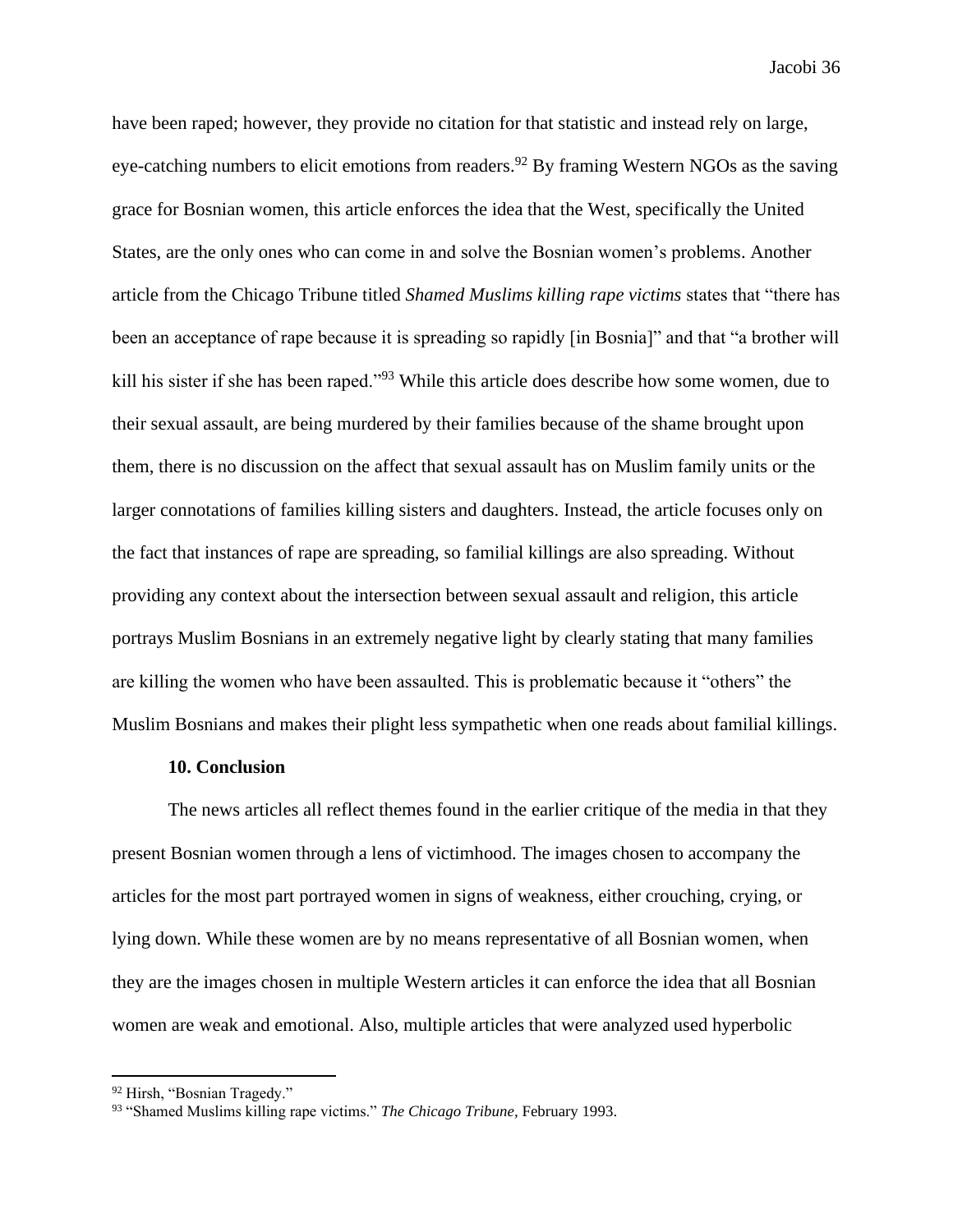have been raped; however, they provide no citation for that statistic and instead rely on large, eye-catching numbers to elicit emotions from readers.[92] By framing Western NGOs as the saving grace for Bosnian women, this article enforces the idea that the West, specifically the United States, are the only ones who can come in and solve the Bosnian women's problems. Another article from the Chicago Tribune titled *Shamed Muslims killing rape victims* states that "there has been an acceptance of rape because it is spreading so rapidly [in Bosnia]" and that "a brother will kill his sister if she has been raped."[93] While this article does describe how some women, due to their sexual assault, are being murdered by their families because of the shame brought upon them, there is no discussion on the affect that sexual assault has on Muslim family units or the larger connotations of families killing sisters and daughters. Instead, the article focuses only on the fact that instances of rape are spreading, so familial killings are also spreading. Without providing any context about the intersection between sexual assault and religion, this article portrays Muslim Bosnians in an extremely negative light by clearly stating that many families are killing the women who have been assaulted. This is problematic because it "others" the Muslim Bosnians and makes their plight less sympathetic when one reads about familial killings.

### 10. Conclusion

The news articles all reflect themes found in the earlier critique of the media in that they present Bosnian women through a lens of victimhood. The images chosen to accompany the articles for the most part portrayed women in signs of weakness, either crouching, crying, or lying down. While these women are by no means representative of all Bosnian women, when they are the images chosen in multiple Western articles it can enforce the idea that all Bosnian women are weak and emotional. Also, multiple articles that were analyzed used hyperbolic

---

[92] Hirsh, "Bosnian Tragedy."

[93] "Shamed Muslims killing rape victims." *The Chicago Tribune*, February 1993.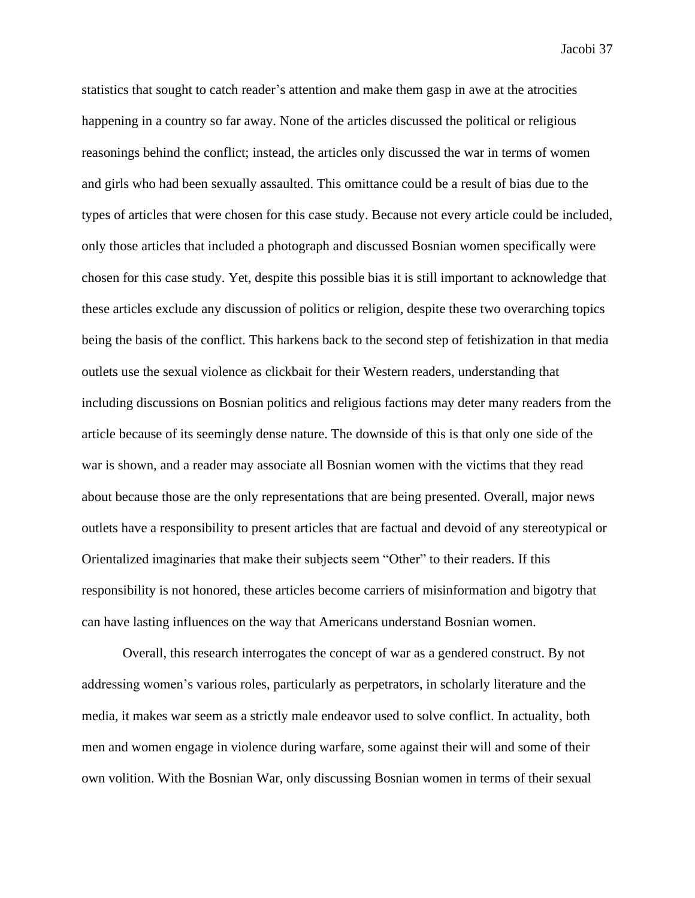statistics that sought to catch reader's attention and make them gasp in awe at the atrocities happening in a country so far away. None of the articles discussed the political or religious reasonings behind the conflict; instead, the articles only discussed the war in terms of women and girls who had been sexually assaulted. This omittance could be a result of bias due to the types of articles that were chosen for this case study. Because not every article could be included, only those articles that included a photograph and discussed Bosnian women specifically were chosen for this case study. Yet, despite this possible bias it is still important to acknowledge that these articles exclude any discussion of politics or religion, despite these two overarching topics being the basis of the conflict. This harkens back to the second step of fetishization in that media outlets use the sexual violence as clickbait for their Western readers, understanding that including discussions on Bosnian politics and religious factions may deter many readers from the article because of its seemingly dense nature. The downside of this is that only one side of the war is shown, and a reader may associate all Bosnian women with the victims that they read about because those are the only representations that are being presented. Overall, major news outlets have a responsibility to present articles that are factual and devoid of any stereotypical or Orientalized imaginaries that make their subjects seem "Other" to their readers. If this responsibility is not honored, these articles become carriers of misinformation and bigotry that can have lasting influences on the way that Americans understand Bosnian women.

Overall, this research interrogates the concept of war as a gendered construct. By not addressing women's various roles, particularly as perpetrators, in scholarly literature and the media, it makes war seem as a strictly male endeavor used to solve conflict. In actuality, both men and women engage in violence during warfare, some against their will and some of their own volition. With the Bosnian War, only discussing Bosnian women in terms of their sexual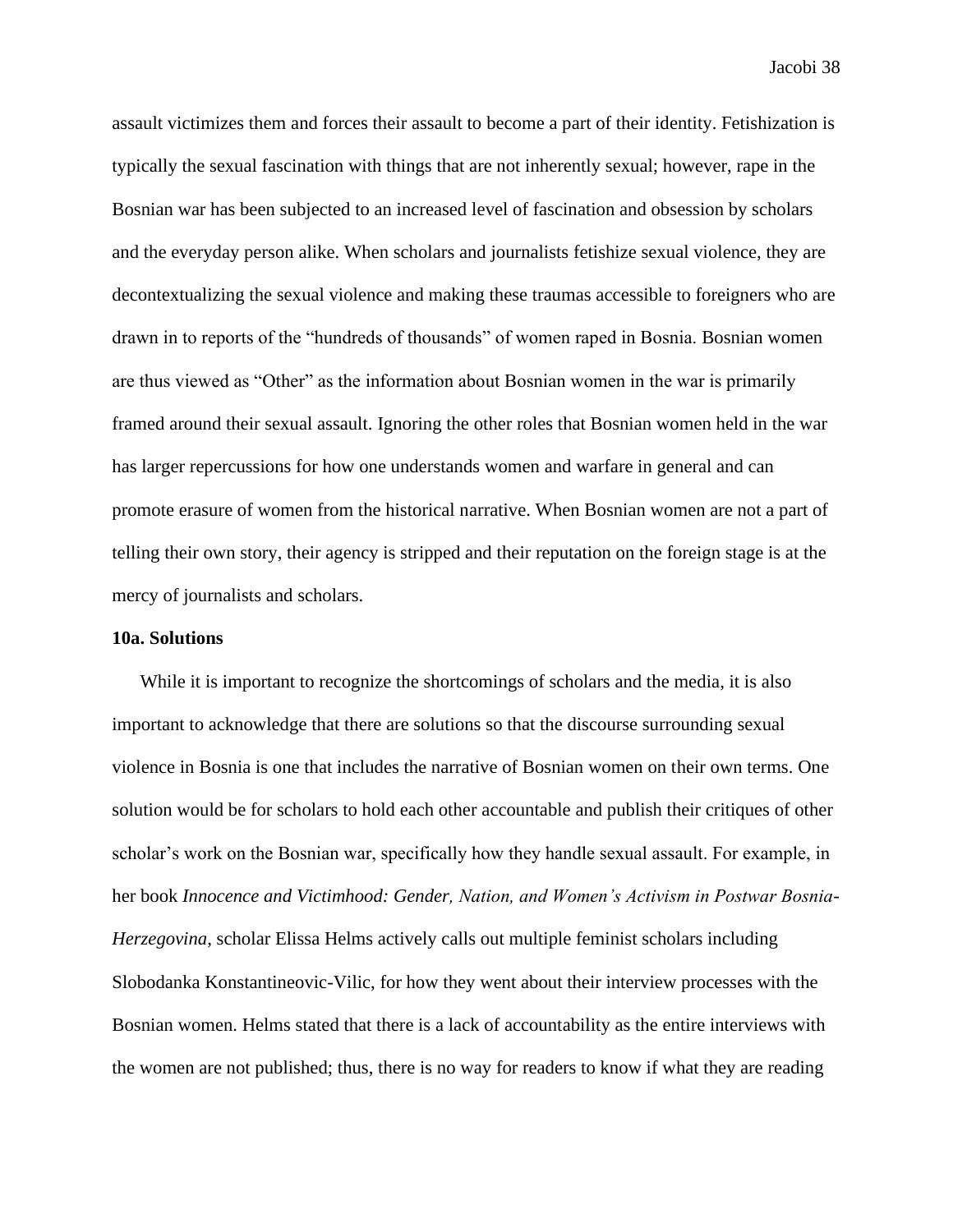assault victimizes them and forces their assault to become a part of their identity. Fetishization is typically the sexual fascination with things that are not inherently sexual; however, rape in the Bosnian war has been subjected to an increased level of fascination and obsession by scholars and the everyday person alike. When scholars and journalists fetishize sexual violence, they are decontextualizing the sexual violence and making these traumas accessible to foreigners who are drawn in to reports of the "hundreds of thousands" of women raped in Bosnia. Bosnian women are thus viewed as "Other" as the information about Bosnian women in the war is primarily framed around their sexual assault. Ignoring the other roles that Bosnian women held in the war has larger repercussions for how one understands women and warfare in general and can promote erasure of women from the historical narrative. When Bosnian women are not a part of telling their own story, their agency is stripped and their reputation on the foreign stage is at the mercy of journalists and scholars.

**10a. Solutions**

While it is important to recognize the shortcomings of scholars and the media, it is also important to acknowledge that there are solutions so that the discourse surrounding sexual violence in Bosnia is one that includes the narrative of Bosnian women on their own terms. One solution would be for scholars to hold each other accountable and publish their critiques of other scholar's work on the Bosnian war, specifically how they handle sexual assault. For example, in her book *Innocence and Victimhood: Gender, Nation, and Women's Activism in Postwar Bosnia-Herzegovina,* scholar Elissa Helms actively calls out multiple feminist scholars including Slobodanka Konstantineovic-Vilic, for how they went about their interview processes with the Bosnian women. Helms stated that there is a lack of accountability as the entire interviews with the women are not published; thus, there is no way for readers to know if what they are reading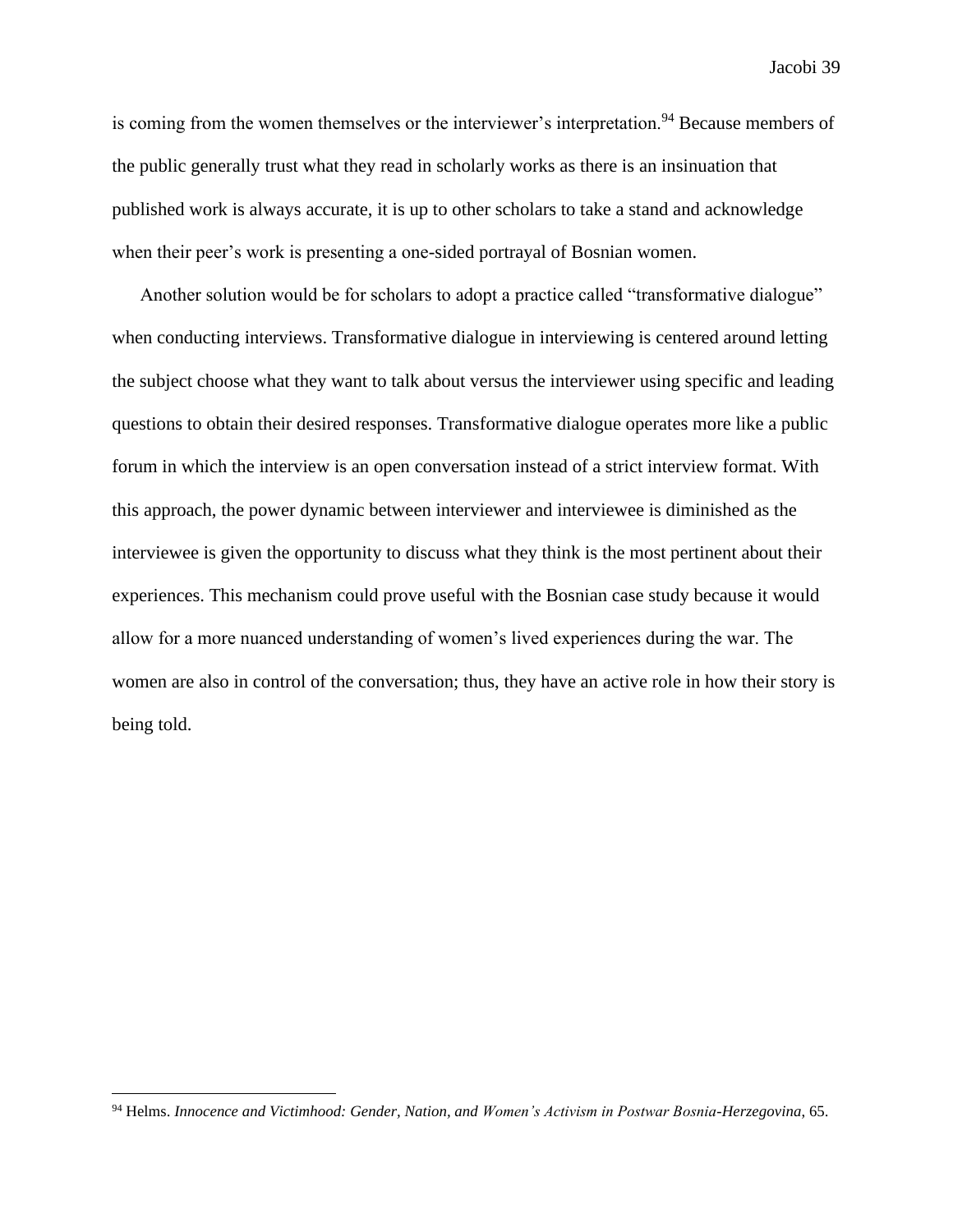is coming from the women themselves or the interviewer's interpretation.[94] Because members of the public generally trust what they read in scholarly works as there is an insinuation that published work is always accurate, it is up to other scholars to take a stand and acknowledge when their peer's work is presenting a one-sided portrayal of Bosnian women.

Another solution would be for scholars to adopt a practice called "transformative dialogue" when conducting interviews. Transformative dialogue in interviewing is centered around letting the subject choose what they want to talk about versus the interviewer using specific and leading questions to obtain their desired responses. Transformative dialogue operates more like a public forum in which the interview is an open conversation instead of a strict interview format. With this approach, the power dynamic between interviewer and interviewee is diminished as the interviewee is given the opportunity to discuss what they think is the most pertinent about their experiences. This mechanism could prove useful with the Bosnian case study because it would allow for a more nuanced understanding of women's lived experiences during the war. The women are also in control of the conversation; thus, they have an active role in how their story is being told.

---

[94] Helms. *Innocence and Victimhood: Gender, Nation, and Women's Activism in Postwar Bosnia-Herzegovina*, 65.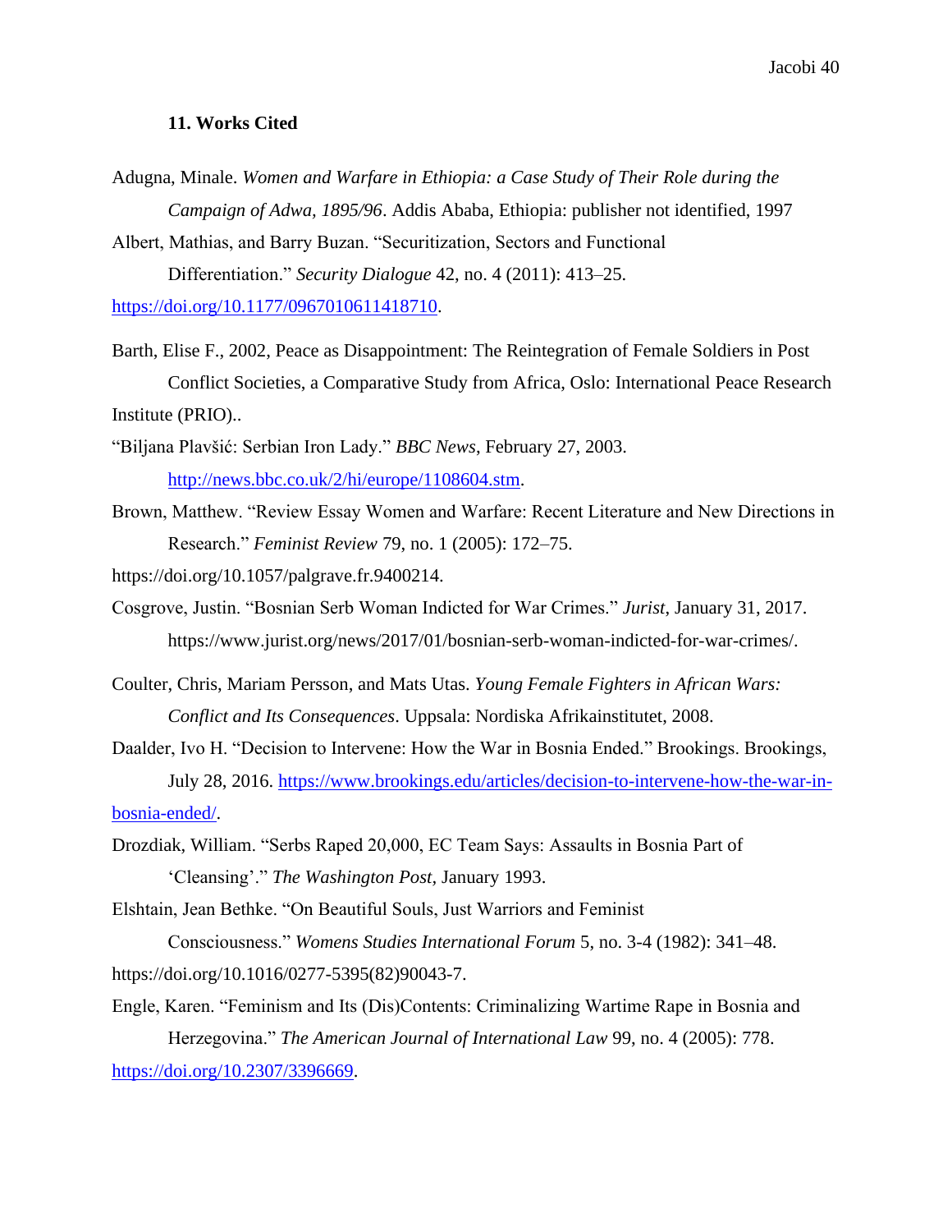## 11. Works Cited

Adugna, Minale. *Women and Warfare in Ethiopia: a Case Study of Their Role during the Campaign of Adwa, 1895/96*. Addis Ababa, Ethiopia: publisher not identified, 1997

Albert, Mathias, and Barry Buzan. "Securitization, Sectors and Functional Differentiation." *Security Dialogue* 42, no. 4 (2011): 413–25. https://doi.org/10.1177/0967010611418710.

Barth, Elise F., 2002, Peace as Disappointment: The Reintegration of Female Soldiers in Post Conflict Societies, a Comparative Study from Africa, Oslo: International Peace Research Institute (PRIO)..

"Biljana Plavšić: Serbian Iron Lady." *BBC News*, February 27, 2003. http://news.bbc.co.uk/2/hi/europe/1108604.stm.

Brown, Matthew. "Review Essay Women and Warfare: Recent Literature and New Directions in Research." *Feminist Review* 79, no. 1 (2005): 172–75. https://doi.org/10.1057/palgrave.fr.9400214.

Cosgrove, Justin. "Bosnian Serb Woman Indicted for War Crimes." *Jurist*, January 31, 2017. https://www.jurist.org/news/2017/01/bosnian-serb-woman-indicted-for-war-crimes/.

Coulter, Chris, Mariam Persson, and Mats Utas. *Young Female Fighters in African Wars: Conflict and Its Consequences*. Uppsala: Nordiska Afrikainstitutet, 2008.

Daalder, Ivo H. "Decision to Intervene: How the War in Bosnia Ended." Brookings. Brookings, July 28, 2016. https://www.brookings.edu/articles/decision-to-intervene-how-the-war-in-bosnia-ended/.

Drozdiak, William. "Serbs Raped 20,000, EC Team Says: Assaults in Bosnia Part of 'Cleansing'." *The Washington Post*, January 1993.

Elshtain, Jean Bethke. "On Beautiful Souls, Just Warriors and Feminist Consciousness." *Womens Studies International Forum* 5, no. 3-4 (1982): 341–48. https://doi.org/10.1016/0277-5395(82)90043-7.

Engle, Karen. "Feminism and Its (Dis)Contents: Criminalizing Wartime Rape in Bosnia and Herzegovina." *The American Journal of International Law* 99, no. 4 (2005): 778. https://doi.org/10.2307/3396669.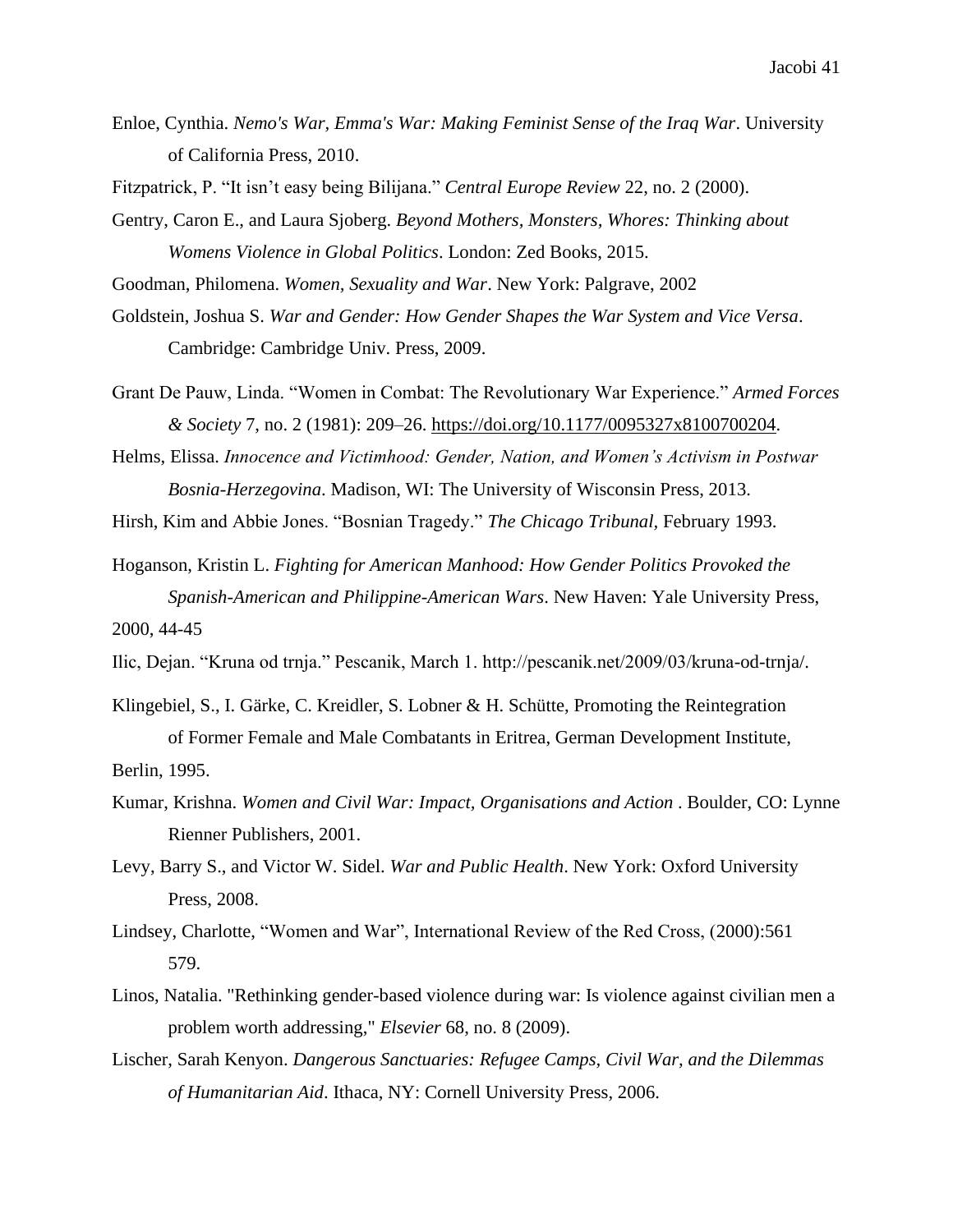Enloe, Cynthia. *Nemo's War, Emma's War: Making Feminist Sense of the Iraq War*. University of California Press, 2010.

Fitzpatrick, P. "It isn't easy being Bilijana." *Central Europe Review* 22, no. 2 (2000).

Gentry, Caron E., and Laura Sjoberg. *Beyond Mothers, Monsters, Whores: Thinking about Womens Violence in Global Politics*. London: Zed Books, 2015.

Goodman, Philomena. *Women, Sexuality and War*. New York: Palgrave, 2002

Goldstein, Joshua S. *War and Gender: How Gender Shapes the War System and Vice Versa*. Cambridge: Cambridge Univ. Press, 2009.

Grant De Pauw, Linda. "Women in Combat: The Revolutionary War Experience." *Armed Forces & Society* 7, no. 2 (1981): 209–26. https://doi.org/10.1177/0095327x8100700204.

Helms, Elissa. *Innocence and Victimhood: Gender, Nation, and Women's Activism in Postwar Bosnia-Herzegovina*. Madison, WI: The University of Wisconsin Press, 2013.

Hirsh, Kim and Abbie Jones. "Bosnian Tragedy." *The Chicago Tribunal*, February 1993.

Hoganson, Kristin L. *Fighting for American Manhood: How Gender Politics Provoked the Spanish-American and Philippine-American Wars*. New Haven: Yale University Press, 2000, 44-45

Ilic, Dejan. "Kruna od trnja." Pescanik, March 1. http://pescanik.net/2009/03/kruna-od-trnja/.

Klingebiel, S., I. Gärke, C. Kreidler, S. Lobner & H. Schütte, Promoting the Reintegration of Former Female and Male Combatants in Eritrea, German Development Institute, Berlin, 1995.

Kumar, Krishna. *Women and Civil War: Impact, Organisations and Action* . Boulder, CO: Lynne Rienner Publishers, 2001.

Levy, Barry S., and Victor W. Sidel. *War and Public Health*. New York: Oxford University Press, 2008.

Lindsey, Charlotte, "Women and War", International Review of the Red Cross, (2000):561 579.

Linos, Natalia. "Rethinking gender-based violence during war: Is violence against civilian men a problem worth addressing," *Elsevier* 68, no. 8 (2009).

Lischer, Sarah Kenyon. *Dangerous Sanctuaries: Refugee Camps, Civil War, and the Dilemmas of Humanitarian Aid*. Ithaca, NY: Cornell University Press, 2006.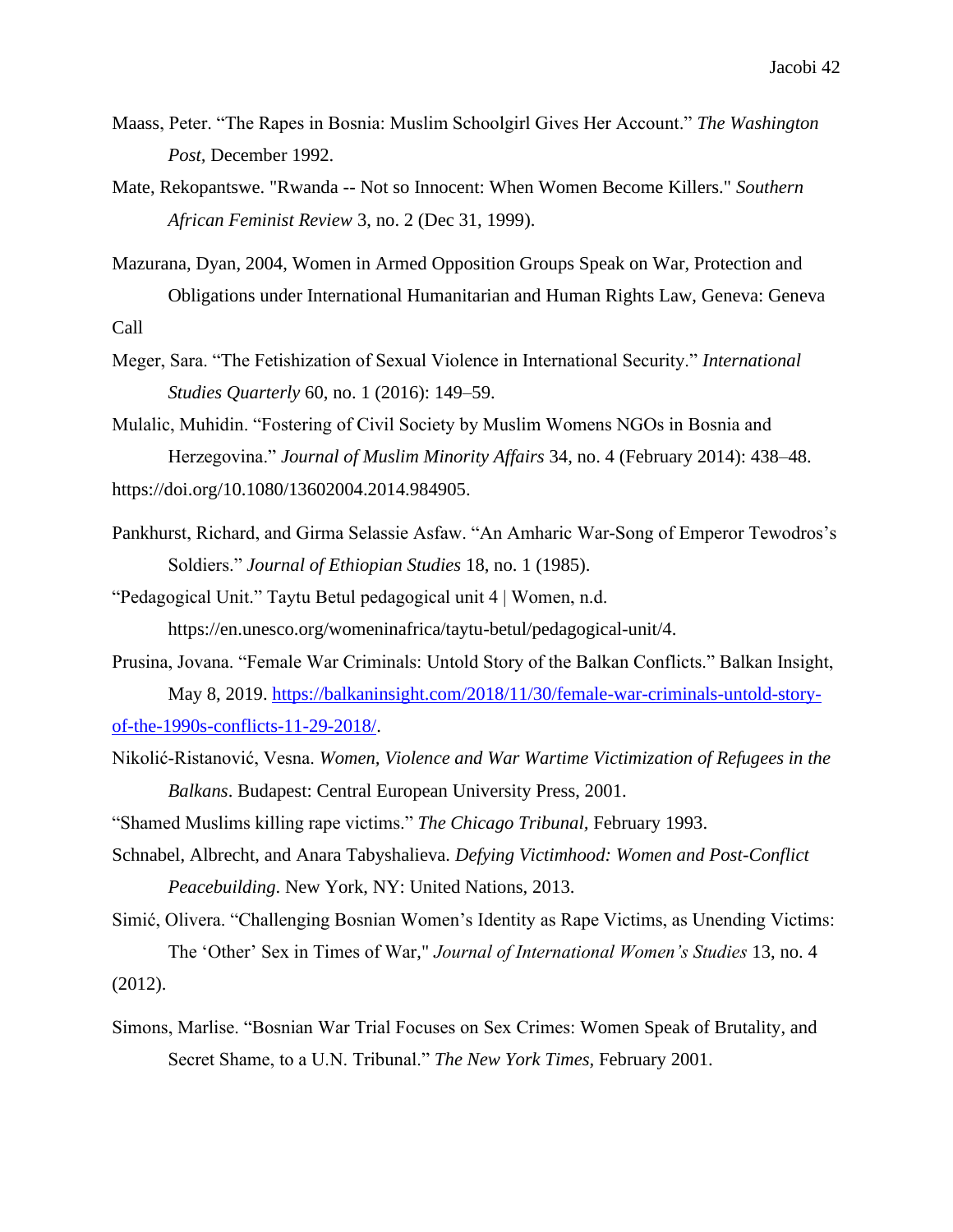Maass, Peter. “The Rapes in Bosnia: Muslim Schoolgirl Gives Her Account.” *The Washington Post,* December 1992.

Mate, Rekopantswe. "Rwanda -- Not so Innocent: When Women Become Killers." *Southern African Feminist Review* 3, no. 2 (Dec 31, 1999).

Mazurana, Dyan, 2004, Women in Armed Opposition Groups Speak on War, Protection and Obligations under International Humanitarian and Human Rights Law, Geneva: Geneva Call

Meger, Sara. “The Fetishization of Sexual Violence in International Security.” *International Studies Quarterly* 60, no. 1 (2016): 149–59.

Mulalic, Muhidin. “Fostering of Civil Society by Muslim Womens NGOs in Bosnia and Herzegovina.” *Journal of Muslim Minority Affairs* 34, no. 4 (February 2014): 438–48. https://doi.org/10.1080/13602004.2014.984905.

Pankhurst, Richard, and Girma Selassie Asfaw. “An Amharic War-Song of Emperor Tewodros’s Soldiers.” *Journal of Ethiopian Studies* 18, no. 1 (1985).

“Pedagogical Unit.” Taytu Betul pedagogical unit 4 | Women, n.d. https://en.unesco.org/womeninafrica/taytu-betul/pedagogical-unit/4.

Prusina, Jovana. “Female War Criminals: Untold Story of the Balkan Conflicts.” Balkan Insight, May 8, 2019. [https://balkaninsight.com/2018/11/30/female-war-criminals-untold-story-of-the-1990s-conflicts-11-29-2018/](https://balkaninsight.com/2018/11/30/female-war-criminals-untold-story-of-the-1990s-conflicts-11-29-2018/).

Nikolić-Ristanović, Vesna. *Women, Violence and War Wartime Victimization of Refugees in the Balkans*. Budapest: Central European University Press, 2001.

“Shamed Muslims killing rape victims.” *The Chicago Tribunal,* February 1993.

Schnabel, Albrecht, and Anara Tabyshalieva. *Defying Victimhood: Women and Post-Conflict Peacebuilding*. New York, NY: United Nations, 2013.

Simić, Olivera. “Challenging Bosnian Women’s Identity as Rape Victims, as Unending Victims: The ‘Other’ Sex in Times of War," *Journal of International Women’s Studies* 13, no. 4 (2012).

Simons, Marlise. “Bosnian War Trial Focuses on Sex Crimes: Women Speak of Brutality, and Secret Shame, to a U.N. Tribunal.” *The New York Times,* February 2001.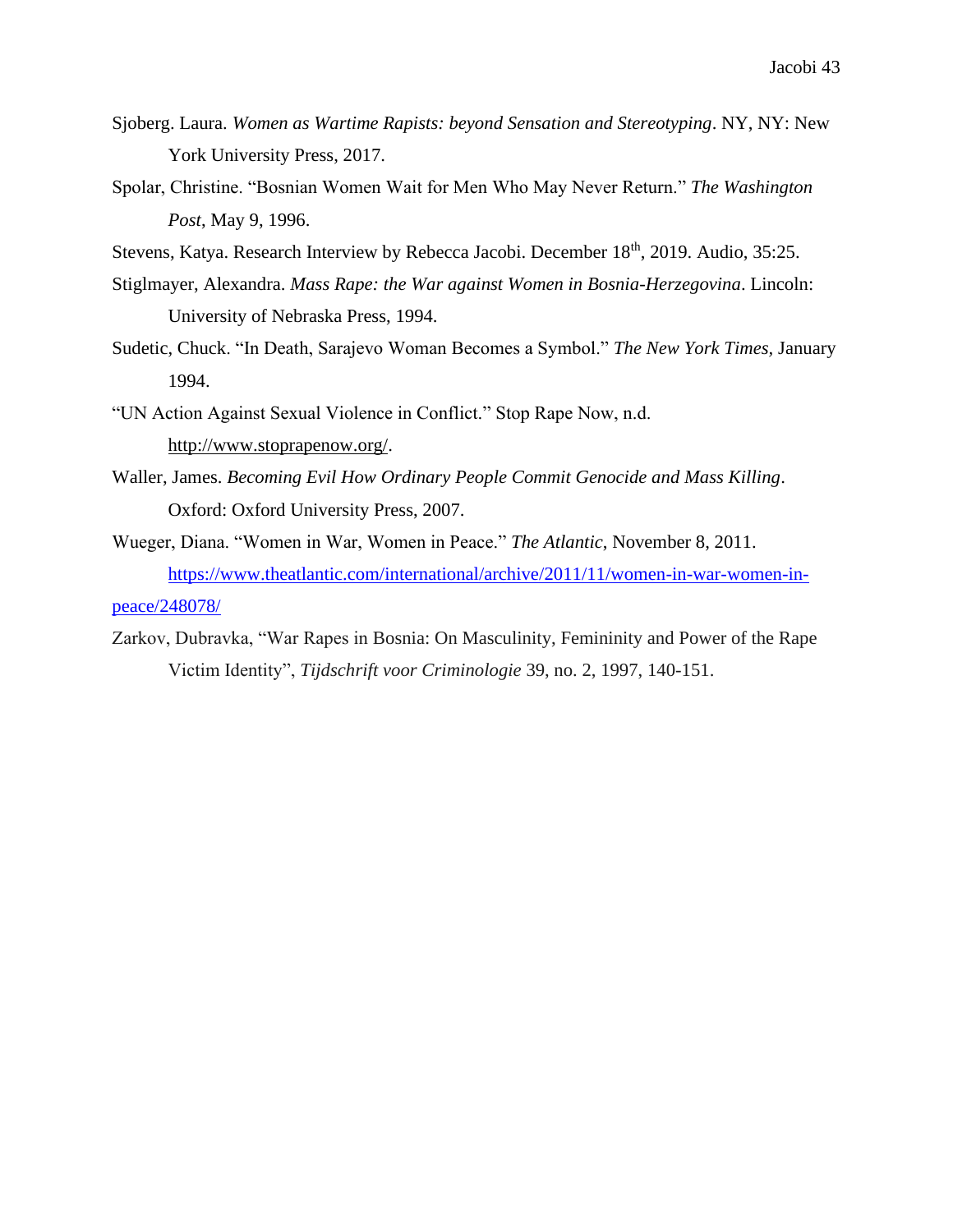Sjoberg. Laura. *Women as Wartime Rapists: beyond Sensation and Stereotyping*. NY, NY: New York University Press, 2017.

Spolar, Christine. "Bosnian Women Wait for Men Who May Never Return." *The Washington Post*, May 9, 1996.

Stevens, Katya. Research Interview by Rebecca Jacobi. December 18th, 2019. Audio, 35:25.

Stiglmayer, Alexandra. *Mass Rape: the War against Women in Bosnia-Herzegovina*. Lincoln: University of Nebraska Press, 1994.

Sudetic, Chuck. "In Death, Sarajevo Woman Becomes a Symbol." *The New York Times*, January 1994.

"UN Action Against Sexual Violence in Conflict." Stop Rape Now, n.d. http://www.stoprapenow.org/.

Waller, James. *Becoming Evil How Ordinary People Commit Genocide and Mass Killing*. Oxford: Oxford University Press, 2007.

Wueger, Diana. "Women in War, Women in Peace." *The Atlantic*, November 8, 2011. https://www.theatlantic.com/international/archive/2011/11/women-in-war-women-in-peace/248078/

Zarkov, Dubravka, "War Rapes in Bosnia: On Masculinity, Femininity and Power of the Rape Victim Identity", *Tijdschrift voor Criminologie* 39, no. 2, 1997, 140-151.